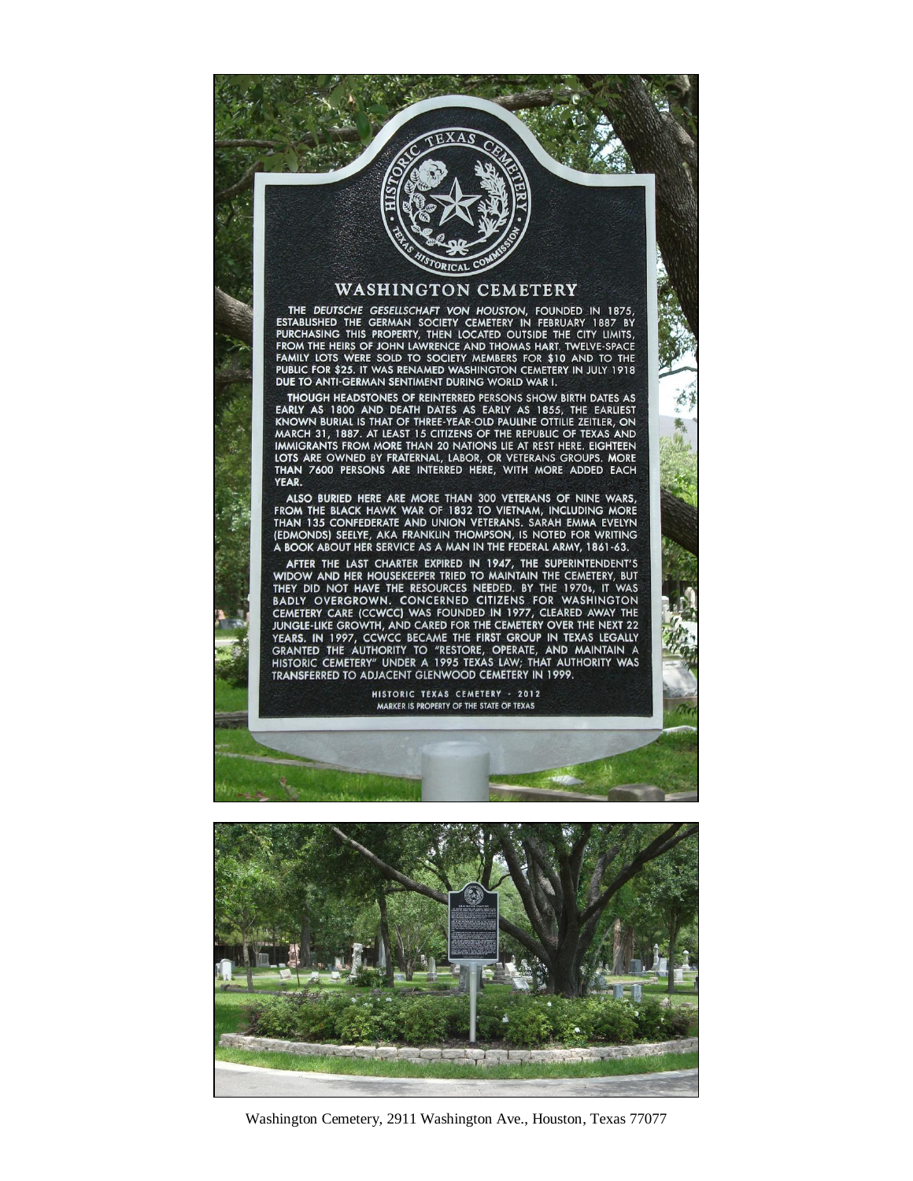HISTORIC TEXAS CEMETERY · TEXAS HISTORICAL COMMISSION

# WASHINGTON CEMETERY

THE *DEUTSCHE GESELLSCHAFT VON HOUSTON*, FOUNDED IN 1875, ESTABLISHED THE GERMAN SOCIETY CEMETERY IN FEBRUARY 1887 BY PURCHASING THIS PROPERTY, THEN LOCATED OUTSIDE THE CITY LIMITS, FROM THE HEIRS OF JOHN LAWRENCE AND THOMAS HART. TWELVE-SPACE FAMILY LOTS WERE SOLD TO SOCIETY MEMBERS FOR $10 AND TO THE PUBLIC FOR $25. IT WAS RENAMED WASHINGTON CEMETERY IN JULY 1918 DUE TO ANTI-GERMAN SENTIMENT DURING WORLD WAR I.

THOUGH HEADSTONES OF REINTERRED PERSONS SHOW BIRTH DATES AS EARLY AS 1800 AND DEATH DATES AS EARLY AS 1855, THE EARLIEST KNOWN BURIAL IS THAT OF THREE-YEAR-OLD PAULINE OTTILIE ZEITLER, ON MARCH 31, 1887. AT LEAST 15 CITIZENS OF THE REPUBLIC OF TEXAS AND IMMIGRANTS FROM MORE THAN 20 NATIONS LIE AT REST HERE. EIGHTEEN LOTS ARE OWNED BY FRATERNAL, LABOR, OR VETERANS GROUPS. MORE THAN 7600 PERSONS ARE INTERRED HERE, WITH MORE ADDED EACH YEAR.

ALSO BURIED HERE ARE MORE THAN 300 VETERANS OF NINE WARS, FROM THE BLACK HAWK WAR OF 1832 TO VIETNAM, INCLUDING MORE THAN 135 CONFEDERATE AND UNION VETERANS. SARAH EMMA EVELYN (EDMONDS) SEELYE, AKA FRANKLIN THOMPSON, IS NOTED FOR WRITING A BOOK ABOUT HER SERVICE AS A MAN IN THE FEDERAL ARMY, 1861-63.

AFTER THE LAST CHARTER EXPIRED IN 1947, THE SUPERINTENDENT'S WIDOW AND HER HOUSEKEEPER TRIED TO MAINTAIN THE CEMETERY, BUT THEY DID NOT HAVE THE RESOURCES NEEDED. BY THE 1970s, IT WAS BADLY OVERGROWN. CONCERNED CITIZENS FOR WASHINGTON CEMETERY CARE (CCWCC) WAS FOUNDED IN 1977, CLEARED AWAY THE JUNGLE-LIKE GROWTH, AND CARED FOR THE CEMETERY OVER THE NEXT 22 YEARS. IN 1997, CCWCC BECAME THE FIRST GROUP IN TEXAS LEGALLY GRANTED THE AUTHORITY TO "RESTORE, OPERATE, AND MAINTAIN A HISTORIC CEMETERY" UNDER A 1995 TEXAS LAW; THAT AUTHORITY WAS TRANSFERRED TO ADJACENT GLENWOOD CEMETERY IN 1999.

HISTORIC TEXAS CEMETERY - 2012
MARKER IS PROPERTY OF THE STATE OF TEXAS

Washington Cemetery, 2911 Washington Ave., Houston, Texas 77077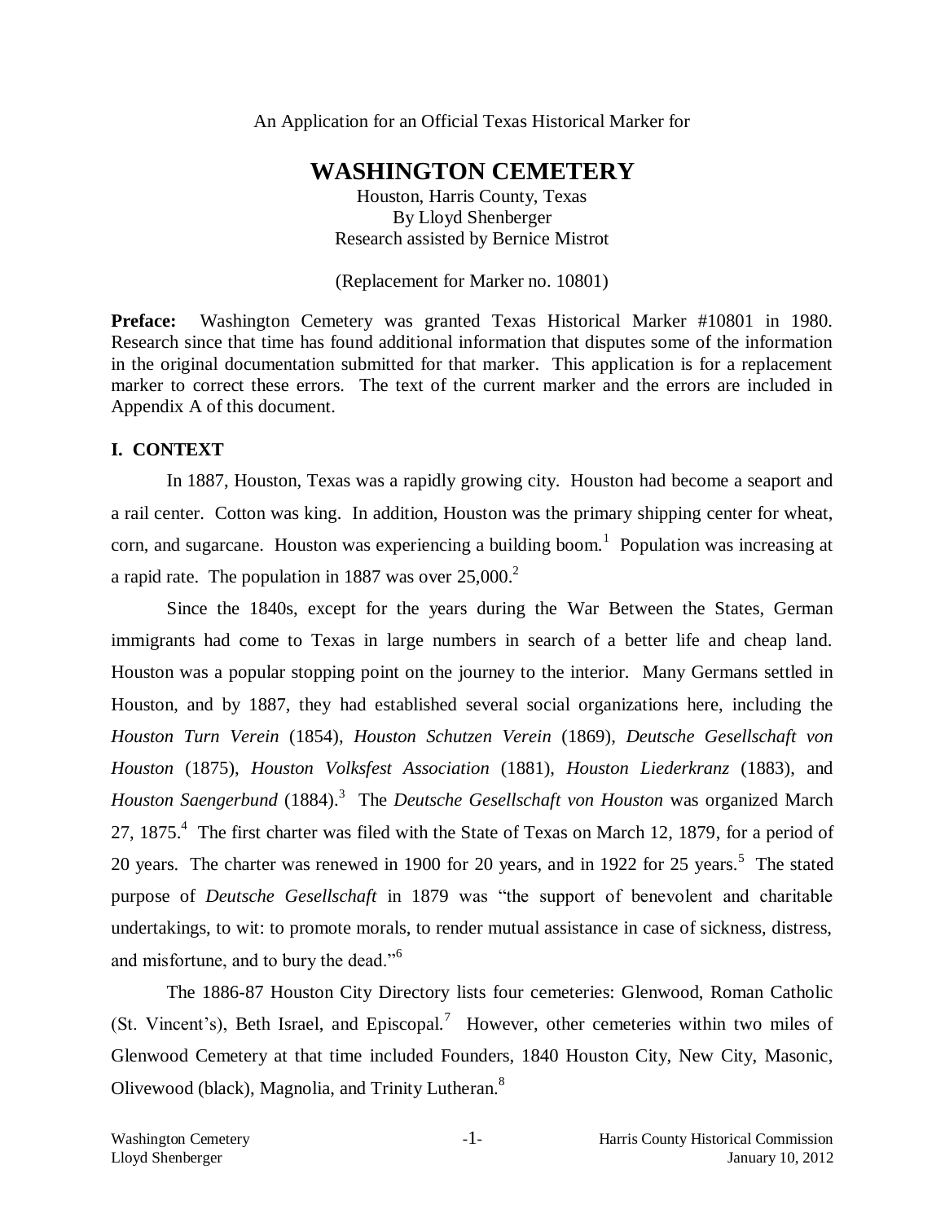An Application for an Official Texas Historical Marker for

# WASHINGTON CEMETERY

Houston, Harris County, Texas
By Lloyd Shenberger
Research assisted by Bernice Mistrot

(Replacement for Marker no. 10801)

**Preface:** Washington Cemetery was granted Texas Historical Marker #10801 in 1980. Research since that time has found additional information that disputes some of the information in the original documentation submitted for that marker. This application is for a replacement marker to correct these errors. The text of the current marker and the errors are included in Appendix A of this document.

## I. CONTEXT

In 1887, Houston, Texas was a rapidly growing city. Houston had become a seaport and a rail center. Cotton was king. In addition, Houston was the primary shipping center for wheat, corn, and sugarcane. Houston was experiencing a building boom.[1] Population was increasing at a rapid rate. The population in 1887 was over 25,000.[2]

Since the 1840s, except for the years during the War Between the States, German immigrants had come to Texas in large numbers in search of a better life and cheap land. Houston was a popular stopping point on the journey to the interior. Many Germans settled in Houston, and by 1887, they had established several social organizations here, including the *Houston Turn Verein* (1854), *Houston Schutzen Verein* (1869), *Deutsche Gesellschaft von Houston* (1875), *Houston Volksfest Association* (1881), *Houston Liederkranz* (1883), and *Houston Saengerbund* (1884).[3] The *Deutsche Gesellschaft von Houston* was organized March 27, 1875.[4] The first charter was filed with the State of Texas on March 12, 1879, for a period of 20 years. The charter was renewed in 1900 for 20 years, and in 1922 for 25 years.[5] The stated purpose of *Deutsche Gesellschaft* in 1879 was "the support of benevolent and charitable undertakings, to wit: to promote morals, to render mutual assistance in case of sickness, distress, and misfortune, and to bury the dead."[6]

The 1886-87 Houston City Directory lists four cemeteries: Glenwood, Roman Catholic (St. Vincent's), Beth Israel, and Episcopal.[7] However, other cemeteries within two miles of Glenwood Cemetery at that time included Founders, 1840 Houston City, New City, Masonic, Olivewood (black), Magnolia, and Trinity Lutheran.[8]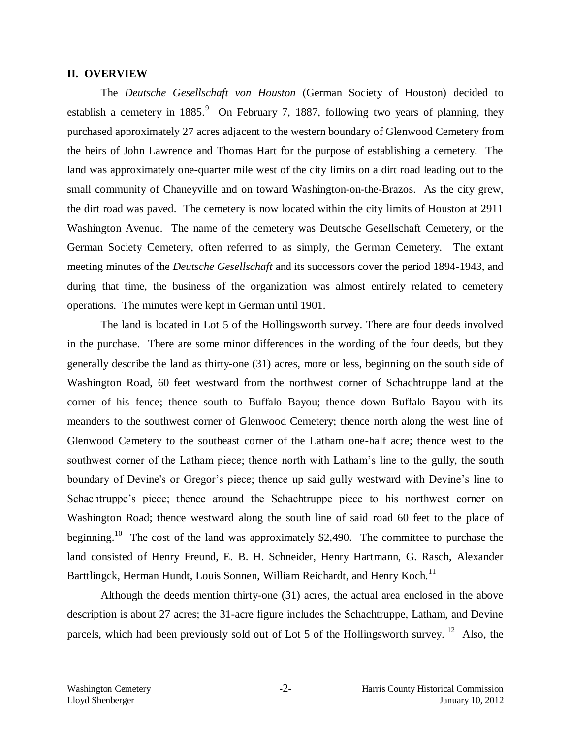## II. OVERVIEW

The *Deutsche Gesellschaft von Houston* (German Society of Houston) decided to establish a cemetery in 1885.[9] On February 7, 1887, following two years of planning, they purchased approximately 27 acres adjacent to the western boundary of Glenwood Cemetery from the heirs of John Lawrence and Thomas Hart for the purpose of establishing a cemetery. The land was approximately one-quarter mile west of the city limits on a dirt road leading out to the small community of Chaneyville and on toward Washington-on-the-Brazos. As the city grew, the dirt road was paved. The cemetery is now located within the city limits of Houston at 2911 Washington Avenue. The name of the cemetery was Deutsche Gesellschaft Cemetery, or the German Society Cemetery, often referred to as simply, the German Cemetery. The extant meeting minutes of the *Deutsche Gesellschaft* and its successors cover the period 1894-1943, and during that time, the business of the organization was almost entirely related to cemetery operations. The minutes were kept in German until 1901.

The land is located in Lot 5 of the Hollingsworth survey. There are four deeds involved in the purchase. There are some minor differences in the wording of the four deeds, but they generally describe the land as thirty-one (31) acres, more or less, beginning on the south side of Washington Road, 60 feet westward from the northwest corner of Schachtruppe land at the corner of his fence; thence south to Buffalo Bayou; thence down Buffalo Bayou with its meanders to the southwest corner of Glenwood Cemetery; thence north along the west line of Glenwood Cemetery to the southeast corner of the Latham one-half acre; thence west to the southwest corner of the Latham piece; thence north with Latham's line to the gully, the south boundary of Devine's or Gregor's piece; thence up said gully westward with Devine's line to Schachtruppe's piece; thence around the Schachtruppe piece to his northwest corner on Washington Road; thence westward along the south line of said road 60 feet to the place of beginning.[10] The cost of the land was approximately $2,490. The committee to purchase the land consisted of Henry Freund, E. B. H. Schneider, Henry Hartmann, G. Rasch, Alexander Barttlingck, Herman Hundt, Louis Sonnen, William Reichardt, and Henry Koch.[11]

Although the deeds mention thirty-one (31) acres, the actual area enclosed in the above description is about 27 acres; the 31-acre figure includes the Schachtruppe, Latham, and Devine parcels, which had been previously sold out of Lot 5 of the Hollingsworth survey.[12] Also, the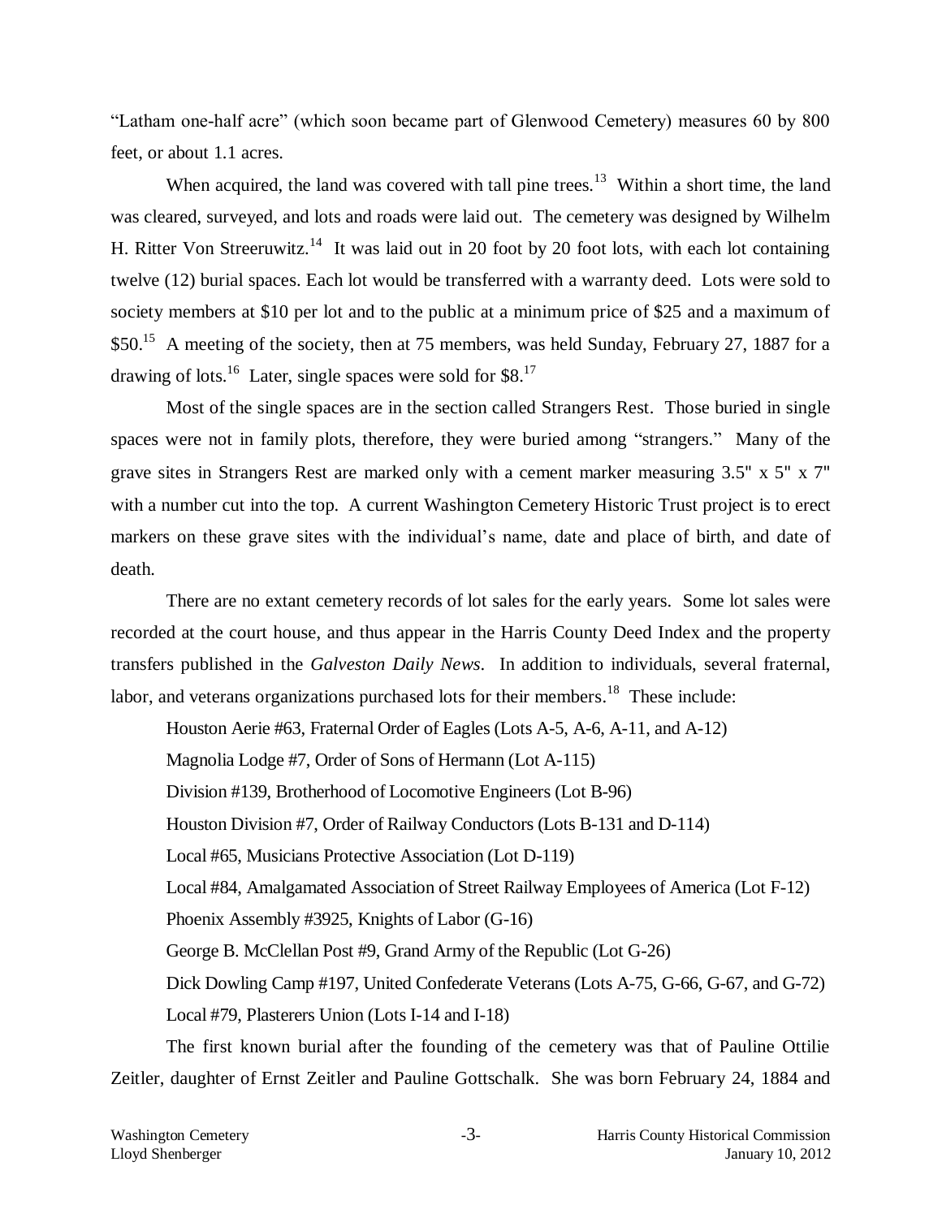"Latham one-half acre" (which soon became part of Glenwood Cemetery) measures 60 by 800 feet, or about 1.1 acres.

When acquired, the land was covered with tall pine trees.[13] Within a short time, the land was cleared, surveyed, and lots and roads were laid out. The cemetery was designed by Wilhelm H. Ritter Von Streeruwitz.[14] It was laid out in 20 foot by 20 foot lots, with each lot containing twelve (12) burial spaces. Each lot would be transferred with a warranty deed. Lots were sold to society members at $10 per lot and to the public at a minimum price of $25 and a maximum of $50.[15] A meeting of the society, then at 75 members, was held Sunday, February 27, 1887 for a drawing of lots.[16] Later, single spaces were sold for $8.[17]

Most of the single spaces are in the section called Strangers Rest. Those buried in single spaces were not in family plots, therefore, they were buried among "strangers." Many of the grave sites in Strangers Rest are marked only with a cement marker measuring 3.5" x 5" x 7" with a number cut into the top. A current Washington Cemetery Historic Trust project is to erect markers on these grave sites with the individual's name, date and place of birth, and date of death.

There are no extant cemetery records of lot sales for the early years. Some lot sales were recorded at the court house, and thus appear in the Harris County Deed Index and the property transfers published in the *Galveston Daily News*. In addition to individuals, several fraternal, labor, and veterans organizations purchased lots for their members.[18] These include:

Houston Aerie #63, Fraternal Order of Eagles (Lots A-5, A-6, A-11, and A-12)

Magnolia Lodge #7, Order of Sons of Hermann (Lot A-115)

Division #139, Brotherhood of Locomotive Engineers (Lot B-96)

Houston Division #7, Order of Railway Conductors (Lots B-131 and D-114)

Local #65, Musicians Protective Association (Lot D-119)

Local #84, Amalgamated Association of Street Railway Employees of America (Lot F-12)

Phoenix Assembly #3925, Knights of Labor (G-16)

George B. McClellan Post #9, Grand Army of the Republic (Lot G-26)

Dick Dowling Camp #197, United Confederate Veterans (Lots A-75, G-66, G-67, and G-72)

Local #79, Plasterers Union (Lots I-14 and I-18)

The first known burial after the founding of the cemetery was that of Pauline Ottilie Zeitler, daughter of Ernst Zeitler and Pauline Gottschalk. She was born February 24, 1884 and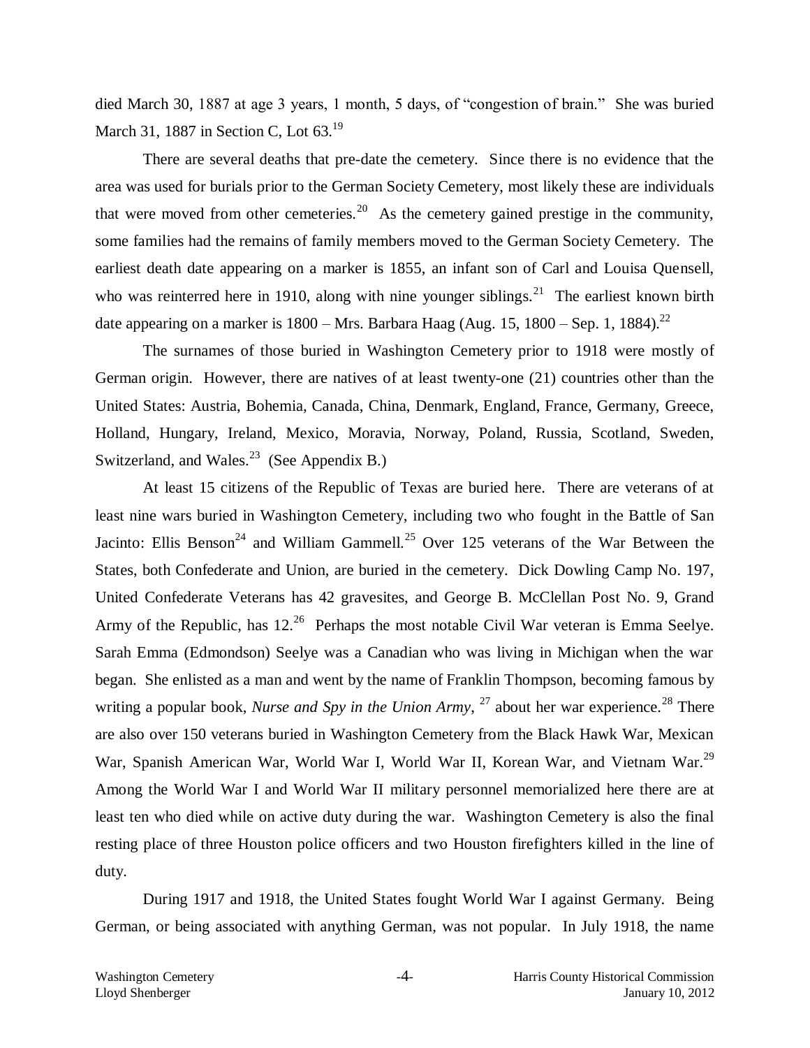died March 30, 1887 at age 3 years, 1 month, 5 days, of "congestion of brain." She was buried March 31, 1887 in Section C, Lot 63.[19]

There are several deaths that pre-date the cemetery. Since there is no evidence that the area was used for burials prior to the German Society Cemetery, most likely these are individuals that were moved from other cemeteries.[20] As the cemetery gained prestige in the community, some families had the remains of family members moved to the German Society Cemetery. The earliest death date appearing on a marker is 1855, an infant son of Carl and Louisa Quensell, who was reinterred here in 1910, along with nine younger siblings.[21] The earliest known birth date appearing on a marker is 1800 – Mrs. Barbara Haag (Aug. 15, 1800 – Sep. 1, 1884).[22]

The surnames of those buried in Washington Cemetery prior to 1918 were mostly of German origin. However, there are natives of at least twenty-one (21) countries other than the United States: Austria, Bohemia, Canada, China, Denmark, England, France, Germany, Greece, Holland, Hungary, Ireland, Mexico, Moravia, Norway, Poland, Russia, Scotland, Sweden, Switzerland, and Wales.[23] (See Appendix B.)

At least 15 citizens of the Republic of Texas are buried here. There are veterans of at least nine wars buried in Washington Cemetery, including two who fought in the Battle of San Jacinto: Ellis Benson[24] and William Gammell.[25] Over 125 veterans of the War Between the States, both Confederate and Union, are buried in the cemetery. Dick Dowling Camp No. 197, United Confederate Veterans has 42 gravesites, and George B. McClellan Post No. 9, Grand Army of the Republic, has 12.[26] Perhaps the most notable Civil War veteran is Emma Seelye. Sarah Emma (Edmondson) Seelye was a Canadian who was living in Michigan when the war began. She enlisted as a man and went by the name of Franklin Thompson, becoming famous by writing a popular book, *Nurse and Spy in the Union Army*, [27] about her war experience.[28] There are also over 150 veterans buried in Washington Cemetery from the Black Hawk War, Mexican War, Spanish American War, World War I, World War II, Korean War, and Vietnam War.[29] Among the World War I and World War II military personnel memorialized here there are at least ten who died while on active duty during the war. Washington Cemetery is also the final resting place of three Houston police officers and two Houston firefighters killed in the line of duty.

During 1917 and 1918, the United States fought World War I against Germany. Being German, or being associated with anything German, was not popular. In July 1918, the name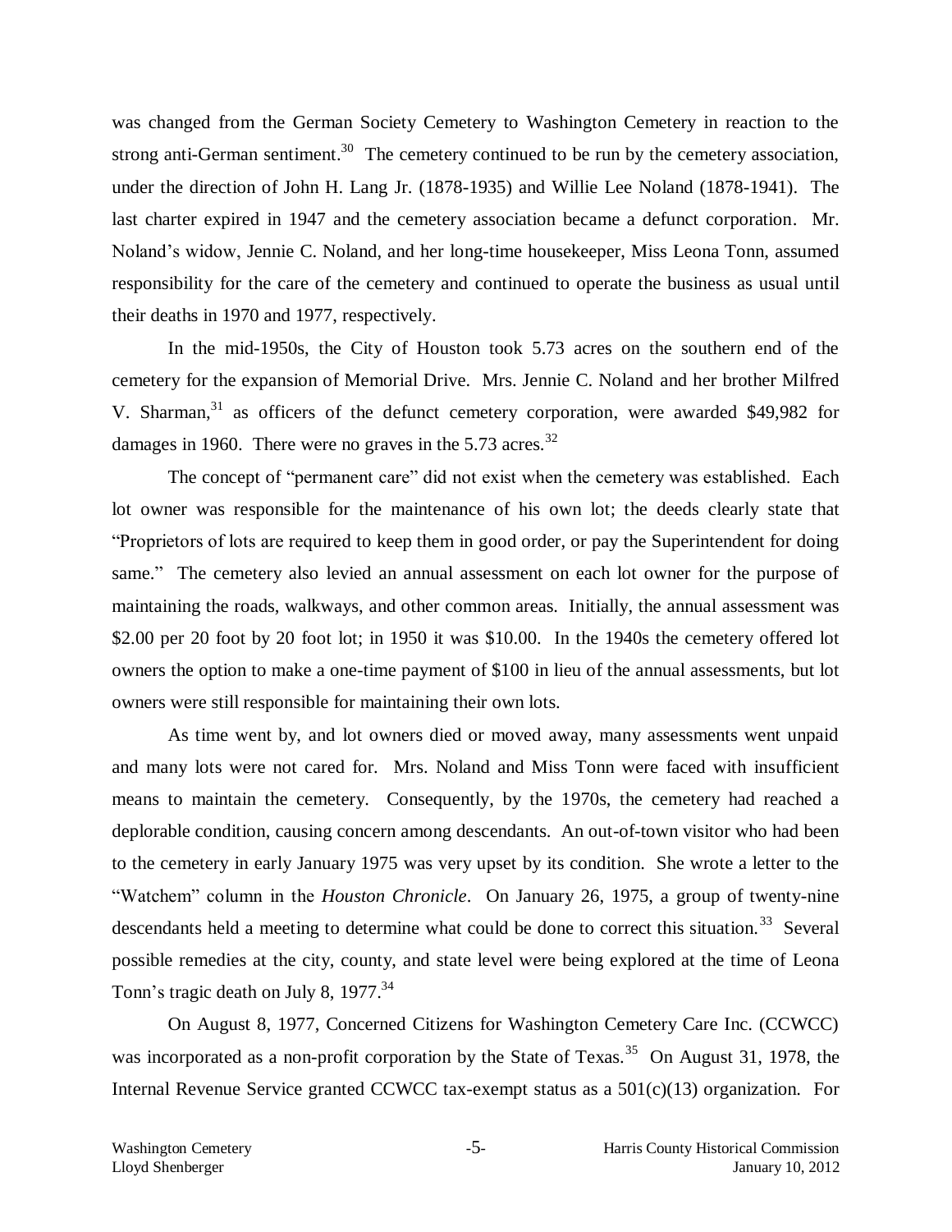was changed from the German Society Cemetery to Washington Cemetery in reaction to the strong anti-German sentiment.[30] The cemetery continued to be run by the cemetery association, under the direction of John H. Lang Jr. (1878-1935) and Willie Lee Noland (1878-1941). The last charter expired in 1947 and the cemetery association became a defunct corporation. Mr. Noland's widow, Jennie C. Noland, and her long-time housekeeper, Miss Leona Tonn, assumed responsibility for the care of the cemetery and continued to operate the business as usual until their deaths in 1970 and 1977, respectively.

In the mid-1950s, the City of Houston took 5.73 acres on the southern end of the cemetery for the expansion of Memorial Drive. Mrs. Jennie C. Noland and her brother Milfred V. Sharman,[31] as officers of the defunct cemetery corporation, were awarded $49,982 for damages in 1960. There were no graves in the 5.73 acres.[32]

The concept of "permanent care" did not exist when the cemetery was established. Each lot owner was responsible for the maintenance of his own lot; the deeds clearly state that "Proprietors of lots are required to keep them in good order, or pay the Superintendent for doing same." The cemetery also levied an annual assessment on each lot owner for the purpose of maintaining the roads, walkways, and other common areas. Initially, the annual assessment was $2.00 per 20 foot by 20 foot lot; in 1950 it was $10.00. In the 1940s the cemetery offered lot owners the option to make a one-time payment of $100 in lieu of the annual assessments, but lot owners were still responsible for maintaining their own lots.

As time went by, and lot owners died or moved away, many assessments went unpaid and many lots were not cared for. Mrs. Noland and Miss Tonn were faced with insufficient means to maintain the cemetery. Consequently, by the 1970s, the cemetery had reached a deplorable condition, causing concern among descendants. An out-of-town visitor who had been to the cemetery in early January 1975 was very upset by its condition. She wrote a letter to the "Watchem" column in the *Houston Chronicle*. On January 26, 1975, a group of twenty-nine descendants held a meeting to determine what could be done to correct this situation.[33] Several possible remedies at the city, county, and state level were being explored at the time of Leona Tonn's tragic death on July 8, 1977.[34]

On August 8, 1977, Concerned Citizens for Washington Cemetery Care Inc. (CCWCC) was incorporated as a non-profit corporation by the State of Texas.[35] On August 31, 1978, the Internal Revenue Service granted CCWCC tax-exempt status as a 501(c)(13) organization. For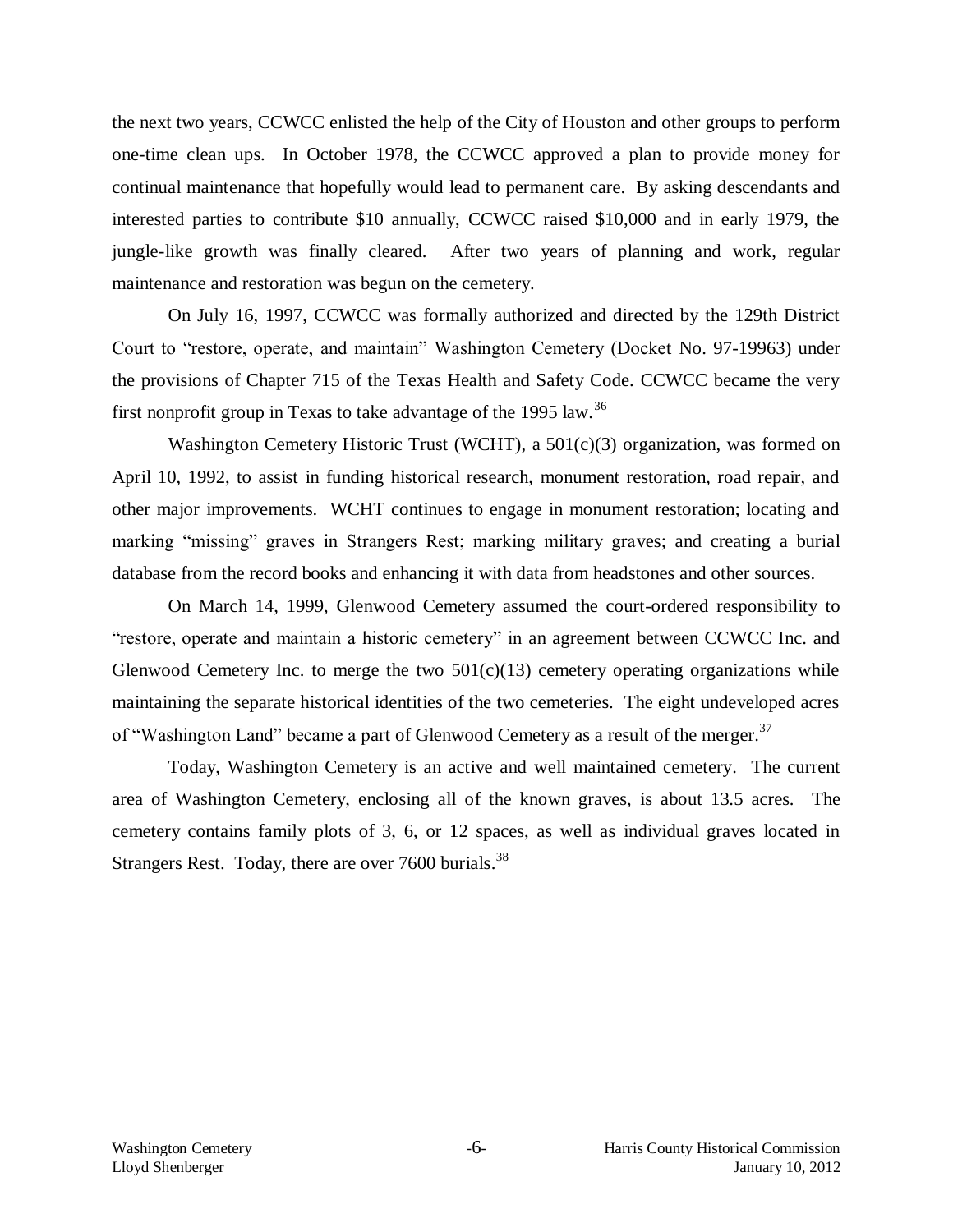the next two years, CCWCC enlisted the help of the City of Houston and other groups to perform one-time clean ups. In October 1978, the CCWCC approved a plan to provide money for continual maintenance that hopefully would lead to permanent care. By asking descendants and interested parties to contribute $10 annually, CCWCC raised $10,000 and in early 1979, the jungle-like growth was finally cleared. After two years of planning and work, regular maintenance and restoration was begun on the cemetery.

On July 16, 1997, CCWCC was formally authorized and directed by the 129th District Court to "restore, operate, and maintain" Washington Cemetery (Docket No. 97-19963) under the provisions of Chapter 715 of the Texas Health and Safety Code. CCWCC became the very first nonprofit group in Texas to take advantage of the 1995 law.[36]

Washington Cemetery Historic Trust (WCHT), a 501(c)(3) organization, was formed on April 10, 1992, to assist in funding historical research, monument restoration, road repair, and other major improvements. WCHT continues to engage in monument restoration; locating and marking "missing" graves in Strangers Rest; marking military graves; and creating a burial database from the record books and enhancing it with data from headstones and other sources.

On March 14, 1999, Glenwood Cemetery assumed the court-ordered responsibility to "restore, operate and maintain a historic cemetery" in an agreement between CCWCC Inc. and Glenwood Cemetery Inc. to merge the two 501(c)(13) cemetery operating organizations while maintaining the separate historical identities of the two cemeteries. The eight undeveloped acres of "Washington Land" became a part of Glenwood Cemetery as a result of the merger.[37]

Today, Washington Cemetery is an active and well maintained cemetery. The current area of Washington Cemetery, enclosing all of the known graves, is about 13.5 acres. The cemetery contains family plots of 3, 6, or 12 spaces, as well as individual graves located in Strangers Rest. Today, there are over 7600 burials.[38]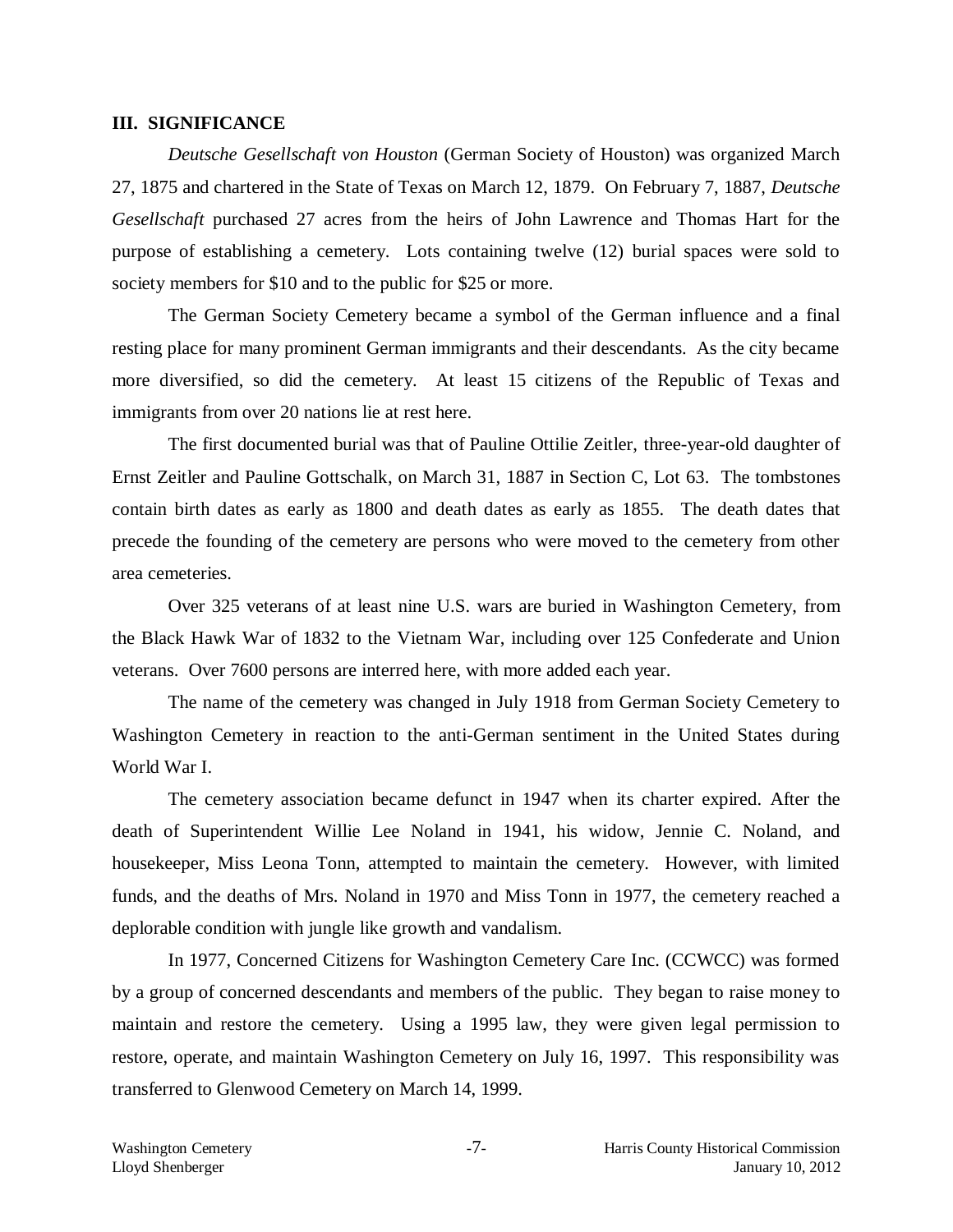## III. SIGNIFICANCE

*Deutsche Gesellschaft von Houston* (German Society of Houston) was organized March 27, 1875 and chartered in the State of Texas on March 12, 1879. On February 7, 1887, *Deutsche Gesellschaft* purchased 27 acres from the heirs of John Lawrence and Thomas Hart for the purpose of establishing a cemetery. Lots containing twelve (12) burial spaces were sold to society members for $10 and to the public for $25 or more.

The German Society Cemetery became a symbol of the German influence and a final resting place for many prominent German immigrants and their descendants. As the city became more diversified, so did the cemetery. At least 15 citizens of the Republic of Texas and immigrants from over 20 nations lie at rest here.

The first documented burial was that of Pauline Ottilie Zeitler, three-year-old daughter of Ernst Zeitler and Pauline Gottschalk, on March 31, 1887 in Section C, Lot 63. The tombstones contain birth dates as early as 1800 and death dates as early as 1855. The death dates that precede the founding of the cemetery are persons who were moved to the cemetery from other area cemeteries.

Over 325 veterans of at least nine U.S. wars are buried in Washington Cemetery, from the Black Hawk War of 1832 to the Vietnam War, including over 125 Confederate and Union veterans. Over 7600 persons are interred here, with more added each year.

The name of the cemetery was changed in July 1918 from German Society Cemetery to Washington Cemetery in reaction to the anti-German sentiment in the United States during World War I.

The cemetery association became defunct in 1947 when its charter expired. After the death of Superintendent Willie Lee Noland in 1941, his widow, Jennie C. Noland, and housekeeper, Miss Leona Tonn, attempted to maintain the cemetery. However, with limited funds, and the deaths of Mrs. Noland in 1970 and Miss Tonn in 1977, the cemetery reached a deplorable condition with jungle like growth and vandalism.

In 1977, Concerned Citizens for Washington Cemetery Care Inc. (CCWCC) was formed by a group of concerned descendants and members of the public. They began to raise money to maintain and restore the cemetery. Using a 1995 law, they were given legal permission to restore, operate, and maintain Washington Cemetery on July 16, 1997. This responsibility was transferred to Glenwood Cemetery on March 14, 1999.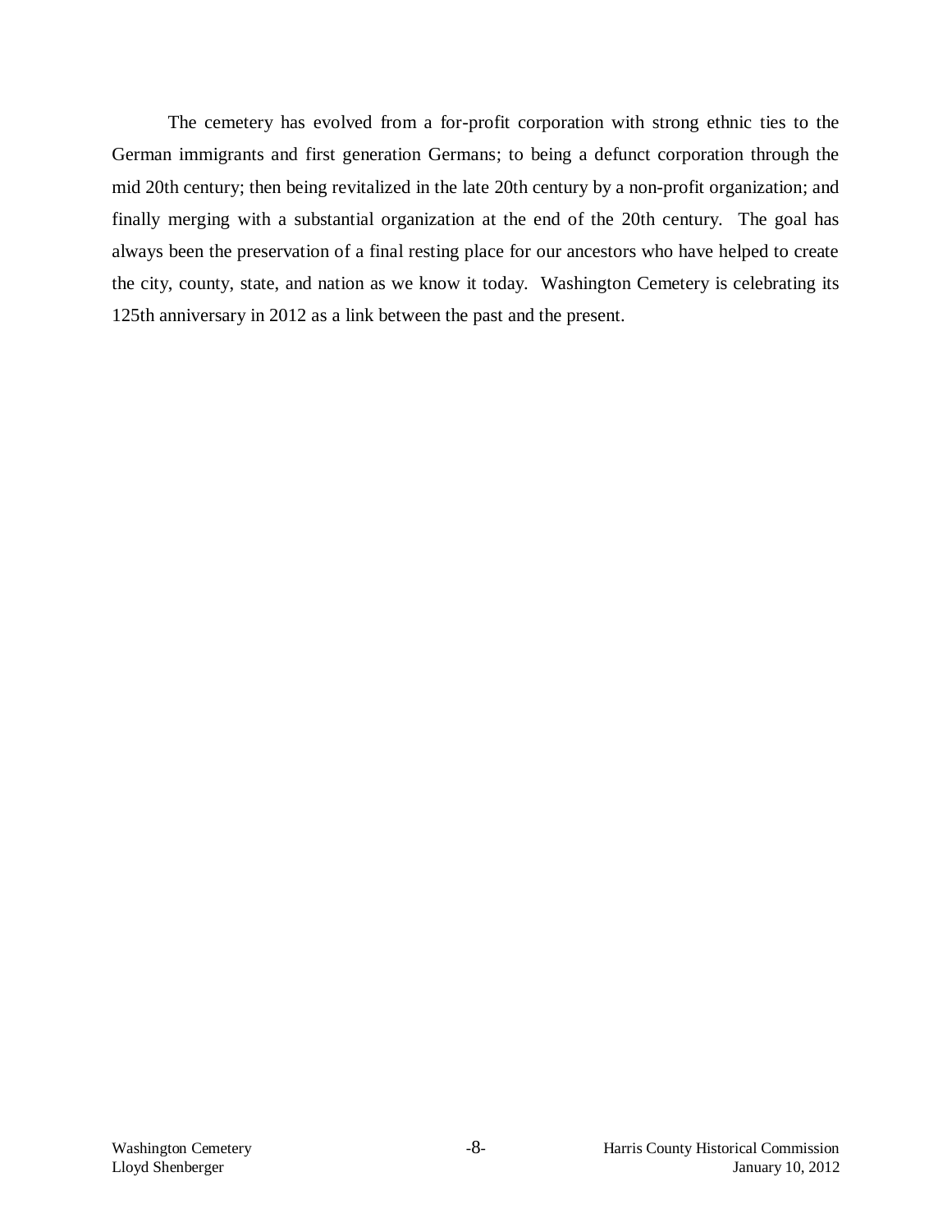The cemetery has evolved from a for-profit corporation with strong ethnic ties to the German immigrants and first generation Germans; to being a defunct corporation through the mid 20th century; then being revitalized in the late 20th century by a non-profit organization; and finally merging with a substantial organization at the end of the 20th century. The goal has always been the preservation of a final resting place for our ancestors who have helped to create the city, county, state, and nation as we know it today. Washington Cemetery is celebrating its 125th anniversary in 2012 as a link between the past and the present.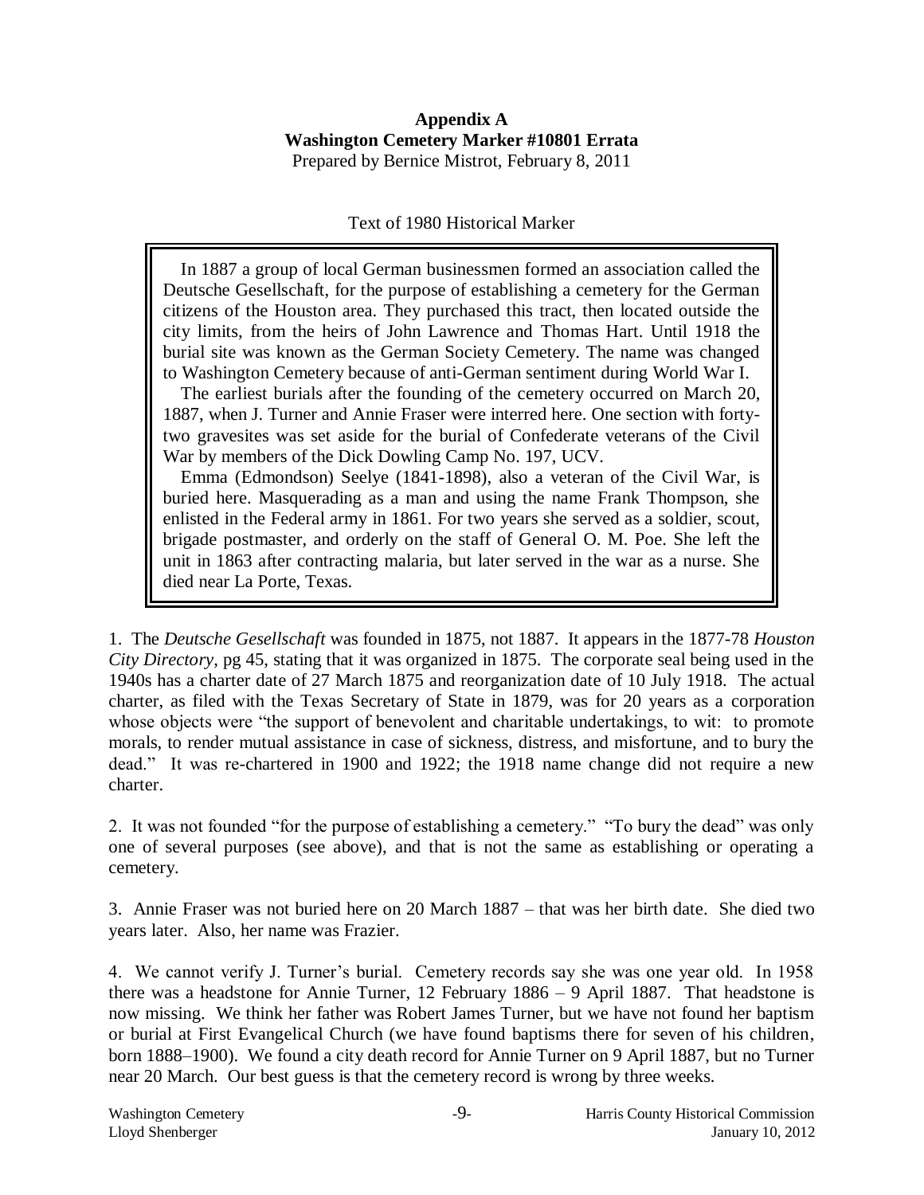**Appendix A**
**Washington Cemetery Marker #10801 Errata**
Prepared by Bernice Mistrot, February 8, 2011

Text of 1980 Historical Marker

> In 1887 a group of local German businessmen formed an association called the Deutsche Gesellschaft, for the purpose of establishing a cemetery for the German citizens of the Houston area. They purchased this tract, then located outside the city limits, from the heirs of John Lawrence and Thomas Hart. Until 1918 the burial site was known as the German Society Cemetery. The name was changed to Washington Cemetery because of anti-German sentiment during World War I.
>
> The earliest burials after the founding of the cemetery occurred on March 20, 1887, when J. Turner and Annie Fraser were interred here. One section with forty-two gravesites was set aside for the burial of Confederate veterans of the Civil War by members of the Dick Dowling Camp No. 197, UCV.
>
> Emma (Edmondson) Seelye (1841-1898), also a veteran of the Civil War, is buried here. Masquerading as a man and using the name Frank Thompson, she enlisted in the Federal army in 1861. For two years she served as a soldier, scout, brigade postmaster, and orderly on the staff of General O. M. Poe. She left the unit in 1863 after contracting malaria, but later served in the war as a nurse. She died near La Porte, Texas.

1. The *Deutsche Gesellschaft* was founded in 1875, not 1887. It appears in the 1877-78 *Houston City Directory*, pg 45, stating that it was organized in 1875. The corporate seal being used in the 1940s has a charter date of 27 March 1875 and reorganization date of 10 July 1918. The actual charter, as filed with the Texas Secretary of State in 1879, was for 20 years as a corporation whose objects were "the support of benevolent and charitable undertakings, to wit: to promote morals, to render mutual assistance in case of sickness, distress, and misfortune, and to bury the dead." It was re-chartered in 1900 and 1922; the 1918 name change did not require a new charter.

2. It was not founded "for the purpose of establishing a cemetery." "To bury the dead" was only one of several purposes (see above), and that is not the same as establishing or operating a cemetery.

3. Annie Fraser was not buried here on 20 March 1887 – that was her birth date. She died two years later. Also, her name was Frazier.

4. We cannot verify J. Turner's burial. Cemetery records say she was one year old. In 1958 there was a headstone for Annie Turner, 12 February 1886 – 9 April 1887. That headstone is now missing. We think her father was Robert James Turner, but we have not found her baptism or burial at First Evangelical Church (we have found baptisms there for seven of his children, born 1888–1900). We found a city death record for Annie Turner on 9 April 1887, but no Turner near 20 March. Our best guess is that the cemetery record is wrong by three weeks.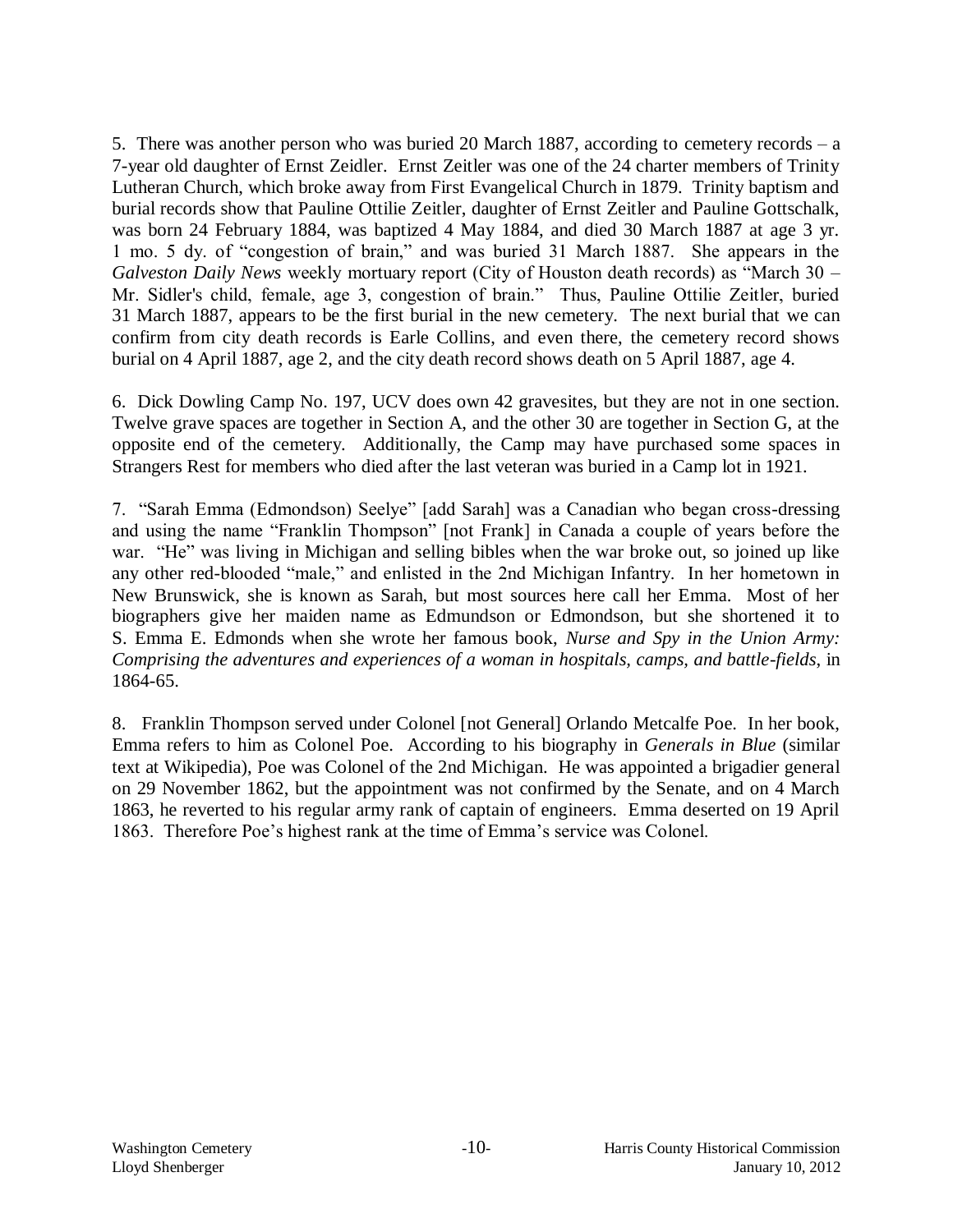5. There was another person who was buried 20 March 1887, according to cemetery records – a 7-year old daughter of Ernst Zeidler. Ernst Zeitler was one of the 24 charter members of Trinity Lutheran Church, which broke away from First Evangelical Church in 1879. Trinity baptism and burial records show that Pauline Ottilie Zeitler, daughter of Ernst Zeitler and Pauline Gottschalk, was born 24 February 1884, was baptized 4 May 1884, and died 30 March 1887 at age 3 yr. 1 mo. 5 dy. of "congestion of brain," and was buried 31 March 1887. She appears in the *Galveston Daily News* weekly mortuary report (City of Houston death records) as "March 30 – Mr. Sidler's child, female, age 3, congestion of brain." Thus, Pauline Ottilie Zeitler, buried 31 March 1887, appears to be the first burial in the new cemetery. The next burial that we can confirm from city death records is Earle Collins, and even there, the cemetery record shows burial on 4 April 1887, age 2, and the city death record shows death on 5 April 1887, age 4.

6. Dick Dowling Camp No. 197, UCV does own 42 gravesites, but they are not in one section. Twelve grave spaces are together in Section A, and the other 30 are together in Section G, at the opposite end of the cemetery. Additionally, the Camp may have purchased some spaces in Strangers Rest for members who died after the last veteran was buried in a Camp lot in 1921.

7. "Sarah Emma (Edmondson) Seelye" [add Sarah] was a Canadian who began cross-dressing and using the name "Franklin Thompson" [not Frank] in Canada a couple of years before the war. "He" was living in Michigan and selling bibles when the war broke out, so joined up like any other red-blooded "male," and enlisted in the 2nd Michigan Infantry. In her hometown in New Brunswick, she is known as Sarah, but most sources here call her Emma. Most of her biographers give her maiden name as Edmundson or Edmondson, but she shortened it to S. Emma E. Edmonds when she wrote her famous book, *Nurse and Spy in the Union Army: Comprising the adventures and experiences of a woman in hospitals, camps, and battle-fields*, in 1864-65.

8. Franklin Thompson served under Colonel [not General] Orlando Metcalfe Poe. In her book, Emma refers to him as Colonel Poe. According to his biography in *Generals in Blue* (similar text at Wikipedia), Poe was Colonel of the 2nd Michigan. He was appointed a brigadier general on 29 November 1862, but the appointment was not confirmed by the Senate, and on 4 March 1863, he reverted to his regular army rank of captain of engineers. Emma deserted on 19 April 1863. Therefore Poe's highest rank at the time of Emma's service was Colonel.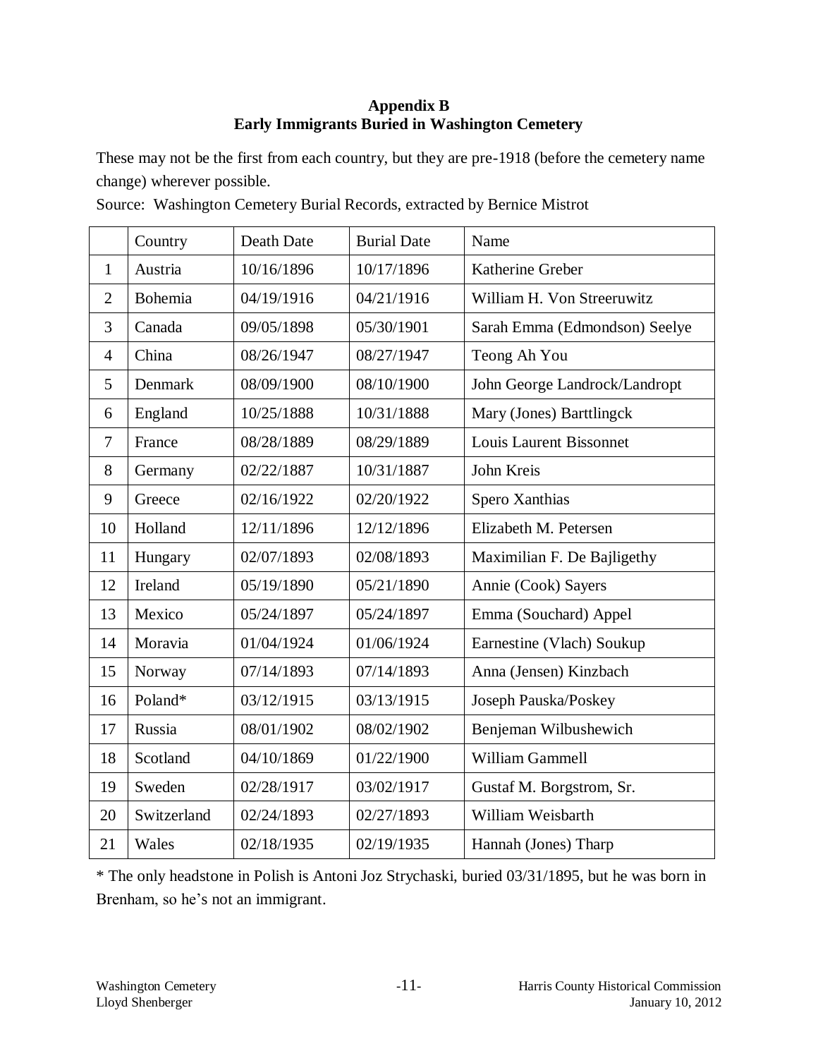## Appendix B
## Early Immigrants Buried in Washington Cemetery

These may not be the first from each country, but they are pre-1918 (before the cemetery name change) wherever possible.

Source: Washington Cemetery Burial Records, extracted by Bernice Mistrot

| | Country | Death Date | Burial Date | Name |
|---|---|---|---|---|
| 1 | Austria | 10/16/1896 | 10/17/1896 | Katherine Greber |
| 2 | Bohemia | 04/19/1916 | 04/21/1916 | William H. Von Streeruwitz |
| 3 | Canada | 09/05/1898 | 05/30/1901 | Sarah Emma (Edmondson) Seelye |
| 4 | China | 08/26/1947 | 08/27/1947 | Teong Ah You |
| 5 | Denmark | 08/09/1900 | 08/10/1900 | John George Landrock/Landropt |
| 6 | England | 10/25/1888 | 10/31/1888 | Mary (Jones) Barttlingck |
| 7 | France | 08/28/1889 | 08/29/1889 | Louis Laurent Bissonnet |
| 8 | Germany | 02/22/1887 | 10/31/1887 | John Kreis |
| 9 | Greece | 02/16/1922 | 02/20/1922 | Spero Xanthias |
| 10 | Holland | 12/11/1896 | 12/12/1896 | Elizabeth M. Petersen |
| 11 | Hungary | 02/07/1893 | 02/08/1893 | Maximilian F. De Bajligethy |
| 12 | Ireland | 05/19/1890 | 05/21/1890 | Annie (Cook) Sayers |
| 13 | Mexico | 05/24/1897 | 05/24/1897 | Emma (Souchard) Appel |
| 14 | Moravia | 01/04/1924 | 01/06/1924 | Earnestine (Vlach) Soukup |
| 15 | Norway | 07/14/1893 | 07/14/1893 | Anna (Jensen) Kinzbach |
| 16 | Poland* | 03/12/1915 | 03/13/1915 | Joseph Pauska/Poskey |
| 17 | Russia | 08/01/1902 | 08/02/1902 | Benjeman Wilbushewich |
| 18 | Scotland | 04/10/1869 | 01/22/1900 | William Gammell |
| 19 | Sweden | 02/28/1917 | 03/02/1917 | Gustaf M. Borgstrom, Sr. |
| 20 | Switzerland | 02/24/1893 | 02/27/1893 | William Weisbarth |
| 21 | Wales | 02/18/1935 | 02/19/1935 | Hannah (Jones) Tharp |

* The only headstone in Polish is Antoni Joz Strychaski, buried 03/31/1895, but he was born in Brenham, so he's not an immigrant.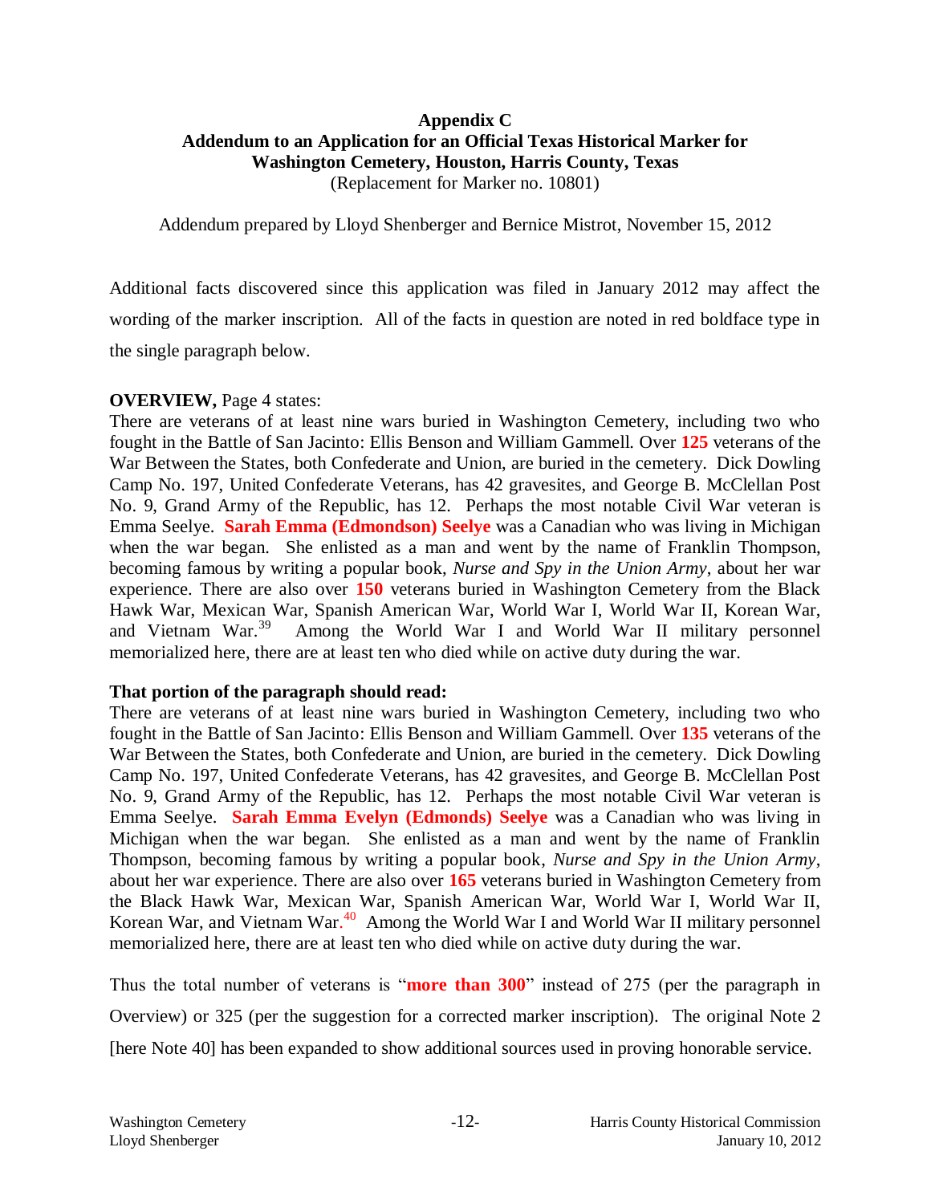**Appendix C**
**Addendum to an Application for an Official Texas Historical Marker for**
**Washington Cemetery, Houston, Harris County, Texas**
(Replacement for Marker no. 10801)

Addendum prepared by Lloyd Shenberger and Bernice Mistrot, November 15, 2012

Additional facts discovered since this application was filed in January 2012 may affect the wording of the marker inscription. All of the facts in question are noted in red boldface type in the single paragraph below.

**OVERVIEW,** Page 4 states:
There are veterans of at least nine wars buried in Washington Cemetery, including two who fought in the Battle of San Jacinto: Ellis Benson and William Gammell. Over **125** veterans of the War Between the States, both Confederate and Union, are buried in the cemetery. Dick Dowling Camp No. 197, United Confederate Veterans, has 42 gravesites, and George B. McClellan Post No. 9, Grand Army of the Republic, has 12. Perhaps the most notable Civil War veteran is Emma Seelye. **Sarah Emma (Edmondson) Seelye** was a Canadian who was living in Michigan when the war began. She enlisted as a man and went by the name of Franklin Thompson, becoming famous by writing a popular book, *Nurse and Spy in the Union Army*, about her war experience. There are also over **150** veterans buried in Washington Cemetery from the Black Hawk War, Mexican War, Spanish American War, World War I, World War II, Korean War, and Vietnam War.[39] Among the World War I and World War II military personnel memorialized here, there are at least ten who died while on active duty during the war.

**That portion of the paragraph should read:**
There are veterans of at least nine wars buried in Washington Cemetery, including two who fought in the Battle of San Jacinto: Ellis Benson and William Gammell. Over **135** veterans of the War Between the States, both Confederate and Union, are buried in the cemetery. Dick Dowling Camp No. 197, United Confederate Veterans, has 42 gravesites, and George B. McClellan Post No. 9, Grand Army of the Republic, has 12. Perhaps the most notable Civil War veteran is Emma Seelye. **Sarah Emma Evelyn (Edmonds) Seelye** was a Canadian who was living in Michigan when the war began. She enlisted as a man and went by the name of Franklin Thompson, becoming famous by writing a popular book, *Nurse and Spy in the Union Army*, about her war experience. There are also over **165** veterans buried in Washington Cemetery from the Black Hawk War, Mexican War, Spanish American War, World War I, World War II, Korean War, and Vietnam War.[40] Among the World War I and World War II military personnel memorialized here, there are at least ten who died while on active duty during the war.

Thus the total number of veterans is "**more than 300**" instead of 275 (per the paragraph in Overview) or 325 (per the suggestion for a corrected marker inscription). The original Note 2 [here Note 40] has been expanded to show additional sources used in proving honorable service.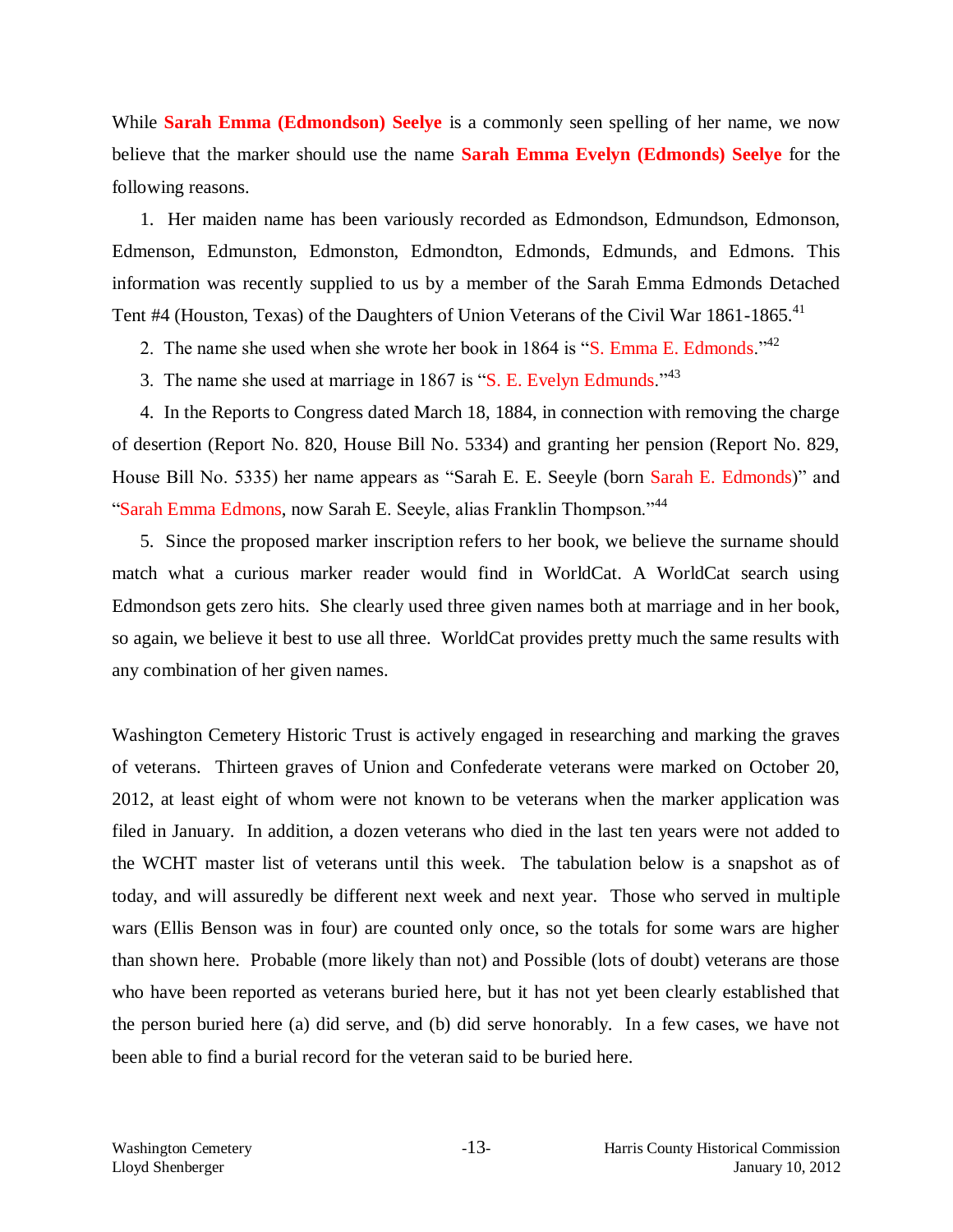While **Sarah Emma (Edmondson) Seelye** is a commonly seen spelling of her name, we now believe that the marker should use the name **Sarah Emma Evelyn (Edmonds) Seelye** for the following reasons.

1. Her maiden name has been variously recorded as Edmondson, Edmundson, Edmonson, Edmenson, Edmunston, Edmonston, Edmondton, Edmonds, Edmunds, and Edmons. This information was recently supplied to us by a member of the Sarah Emma Edmonds Detached Tent #4 (Houston, Texas) of the Daughters of Union Veterans of the Civil War 1861-1865.[41]
2. The name she used when she wrote her book in 1864 is "S. Emma E. Edmonds."[42]
3. The name she used at marriage in 1867 is "S. E. Evelyn Edmunds."[43]
4. In the Reports to Congress dated March 18, 1884, in connection with removing the charge of desertion (Report No. 820, House Bill No. 5334) and granting her pension (Report No. 829, House Bill No. 5335) her name appears as "Sarah E. E. Seeyle (born Sarah E. Edmonds)" and "Sarah Emma Edmons, now Sarah E. Seeyle, alias Franklin Thompson."[44]
5. Since the proposed marker inscription refers to her book, we believe the surname should match what a curious marker reader would find in WorldCat. A WorldCat search using Edmondson gets zero hits. She clearly used three given names both at marriage and in her book, so again, we believe it best to use all three. WorldCat provides pretty much the same results with any combination of her given names.

Washington Cemetery Historic Trust is actively engaged in researching and marking the graves of veterans. Thirteen graves of Union and Confederate veterans were marked on October 20, 2012, at least eight of whom were not known to be veterans when the marker application was filed in January. In addition, a dozen veterans who died in the last ten years were not added to the WCHT master list of veterans until this week. The tabulation below is a snapshot as of today, and will assuredly be different next week and next year. Those who served in multiple wars (Ellis Benson was in four) are counted only once, so the totals for some wars are higher than shown here. Probable (more likely than not) and Possible (lots of doubt) veterans are those who have been reported as veterans buried here, but it has not yet been clearly established that the person buried here (a) did serve, and (b) did serve honorably. In a few cases, we have not been able to find a burial record for the veteran said to be buried here.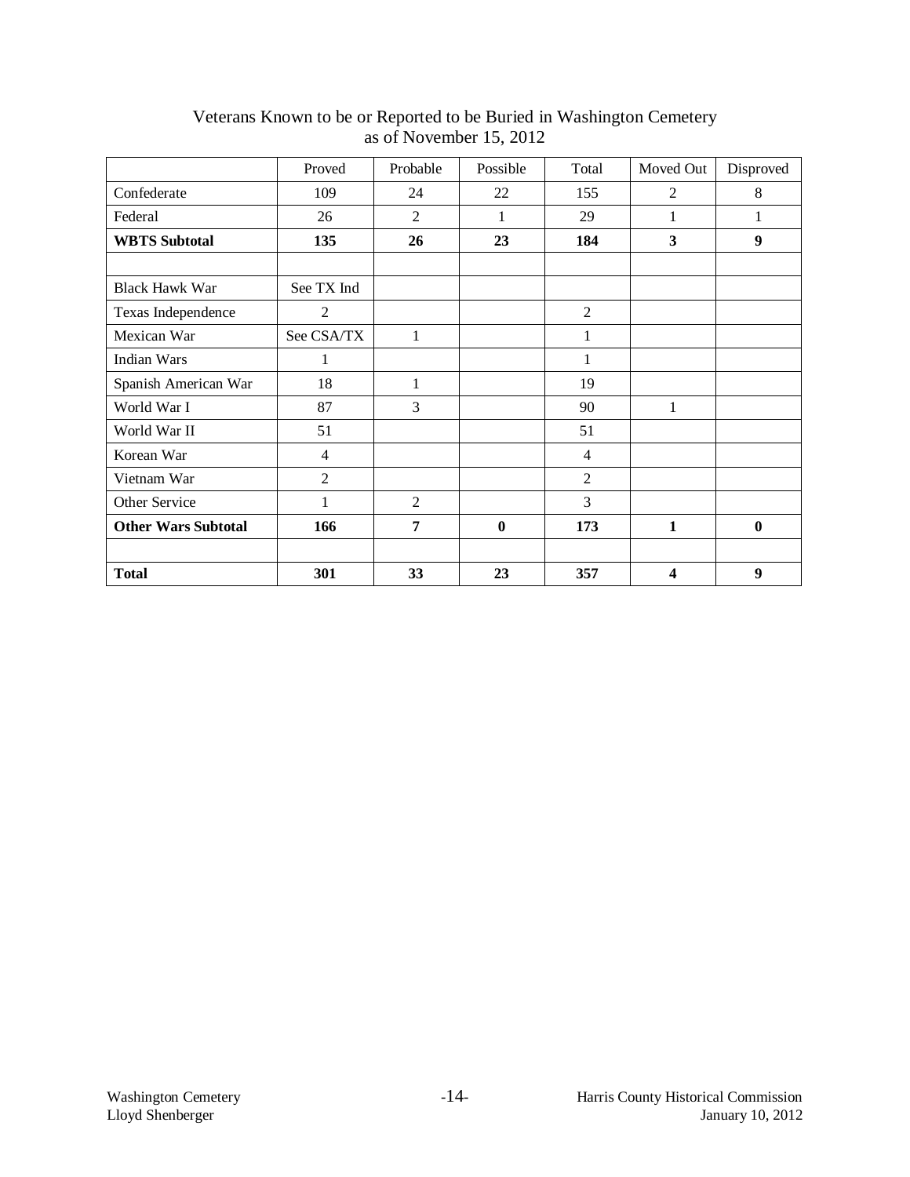Veterans Known to be or Reported to be Buried in Washington Cemetery as of November 15, 2012

| | Proved | Probable | Possible | Total | Moved Out | Disproved |
|---|---|---|---|---|---|---|
| Confederate | 109 | 24 | 22 | 155 | 2 | 8 |
| Federal | 26 | 2 | 1 | 29 | 1 | 1 |
| **WBTS Subtotal** | **135** | **26** | **23** | **184** | **3** | **9** |
| | | | | | | |
| Black Hawk War | See TX Ind | | | | | |
| Texas Independence | 2 | | | 2 | | |
| Mexican War | See CSA/TX | 1 | | 1 | | |
| Indian Wars | 1 | | | 1 | | |
| Spanish American War | 18 | 1 | | 19 | | |
| World War I | 87 | 3 | | 90 | 1 | |
| World War II | 51 | | | 51 | | |
| Korean War | 4 | | | 4 | | |
| Vietnam War | 2 | | | 2 | | |
| Other Service | 1 | 2 | | 3 | | |
| **Other Wars Subtotal** | **166** | **7** | **0** | **173** | **1** | **0** |
| | | | | | | |
| **Total** | **301** | **33** | **23** | **357** | **4** | **9** |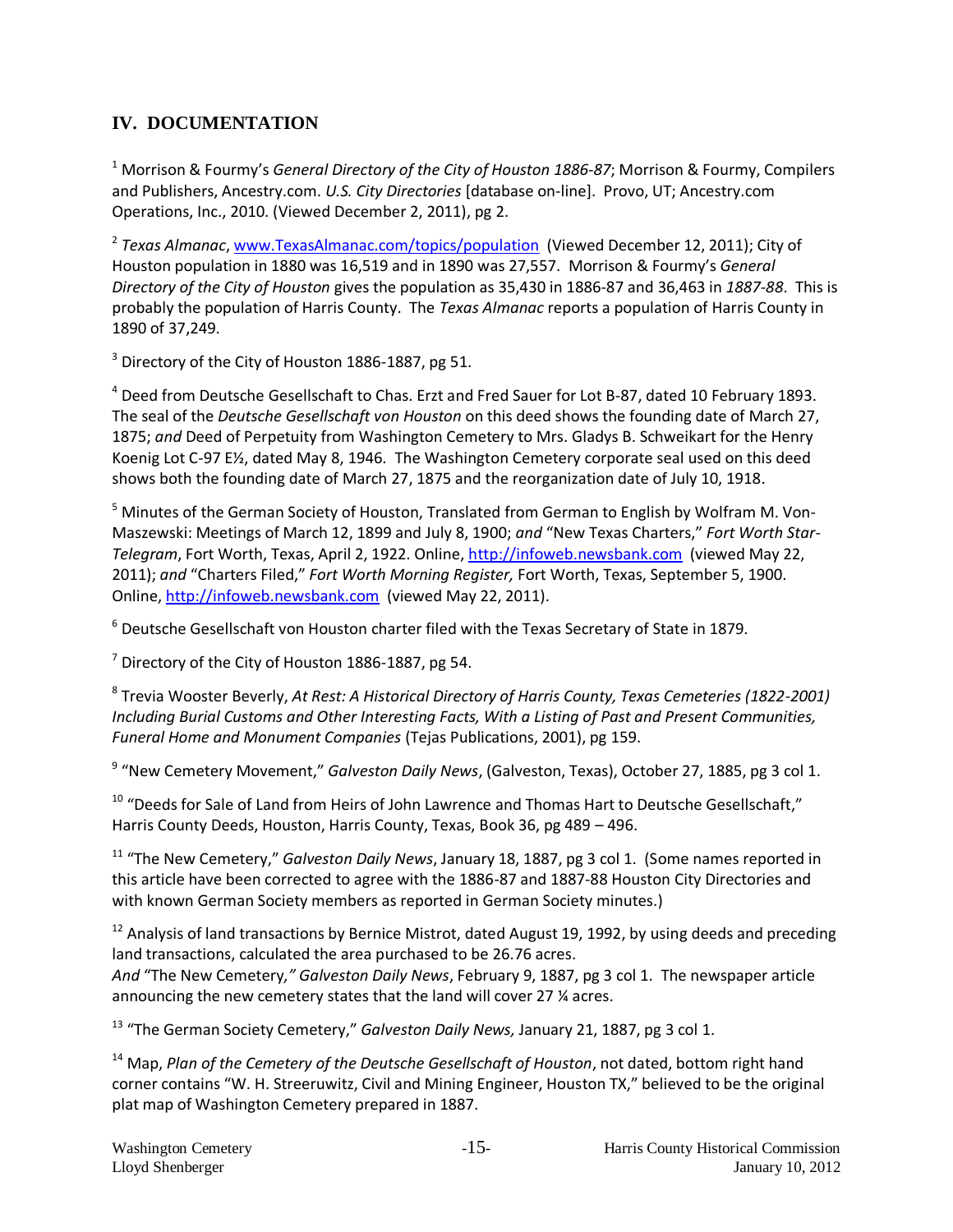## IV. DOCUMENTATION

[1] Morrison & Fourmy's *General Directory of the City of Houston 1886-87*; Morrison & Fourmy, Compilers and Publishers, Ancestry.com. *U.S. City Directories* [database on-line]. Provo, UT; Ancestry.com Operations, Inc., 2010. (Viewed December 2, 2011), pg 2.

[2] *Texas Almanac*, www.TexasAlmanac.com/topics/population (Viewed December 12, 2011); City of Houston population in 1880 was 16,519 and in 1890 was 27,557. Morrison & Fourmy's *General Directory of the City of Houston* gives the population as 35,430 in 1886-87 and 36,463 in *1887-88*. This is probably the population of Harris County. The *Texas Almanac* reports a population of Harris County in 1890 of 37,249.

[3] Directory of the City of Houston 1886-1887, pg 51.

[4] Deed from Deutsche Gesellschaft to Chas. Erzt and Fred Sauer for Lot B-87, dated 10 February 1893. The seal of the *Deutsche Gesellschaft von Houston* on this deed shows the founding date of March 27, 1875; *and* Deed of Perpetuity from Washington Cemetery to Mrs. Gladys B. Schweikart for the Henry Koenig Lot C-97 E½, dated May 8, 1946. The Washington Cemetery corporate seal used on this deed shows both the founding date of March 27, 1875 and the reorganization date of July 10, 1918.

[5] Minutes of the German Society of Houston, Translated from German to English by Wolfram M. Von-Maszewski: Meetings of March 12, 1899 and July 8, 1900; *and* "New Texas Charters," *Fort Worth Star-Telegram*, Fort Worth, Texas, April 2, 1922. Online, http://infoweb.newsbank.com (viewed May 22, 2011); *and* "Charters Filed," *Fort Worth Morning Register,* Fort Worth, Texas, September 5, 1900. Online, http://infoweb.newsbank.com (viewed May 22, 2011).

[6] Deutsche Gesellschaft von Houston charter filed with the Texas Secretary of State in 1879.

[7] Directory of the City of Houston 1886-1887, pg 54.

[8] Trevia Wooster Beverly, *At Rest: A Historical Directory of Harris County, Texas Cemeteries (1822-2001) Including Burial Customs and Other Interesting Facts, With a Listing of Past and Present Communities, Funeral Home and Monument Companies* (Tejas Publications, 2001), pg 159.

[9] "New Cemetery Movement," *Galveston Daily News*, (Galveston, Texas), October 27, 1885, pg 3 col 1.

[10] "Deeds for Sale of Land from Heirs of John Lawrence and Thomas Hart to Deutsche Gesellschaft," Harris County Deeds, Houston, Harris County, Texas, Book 36, pg 489 – 496.

[11] "The New Cemetery," *Galveston Daily News*, January 18, 1887, pg 3 col 1. (Some names reported in this article have been corrected to agree with the 1886-87 and 1887-88 Houston City Directories and with known German Society members as reported in German Society minutes.)

[12] Analysis of land transactions by Bernice Mistrot, dated August 19, 1992, by using deeds and preceding land transactions, calculated the area purchased to be 26.76 acres.
*And* "The New Cemetery*," Galveston Daily News*, February 9, 1887, pg 3 col 1. The newspaper article announcing the new cemetery states that the land will cover 27 ¼ acres.

[13] "The German Society Cemetery," *Galveston Daily News,* January 21, 1887, pg 3 col 1.

[14] Map, *Plan of the Cemetery of the Deutsche Gesellschaft of Houston*, not dated, bottom right hand corner contains "W. H. Streeruwitz, Civil and Mining Engineer, Houston TX," believed to be the original plat map of Washington Cemetery prepared in 1887.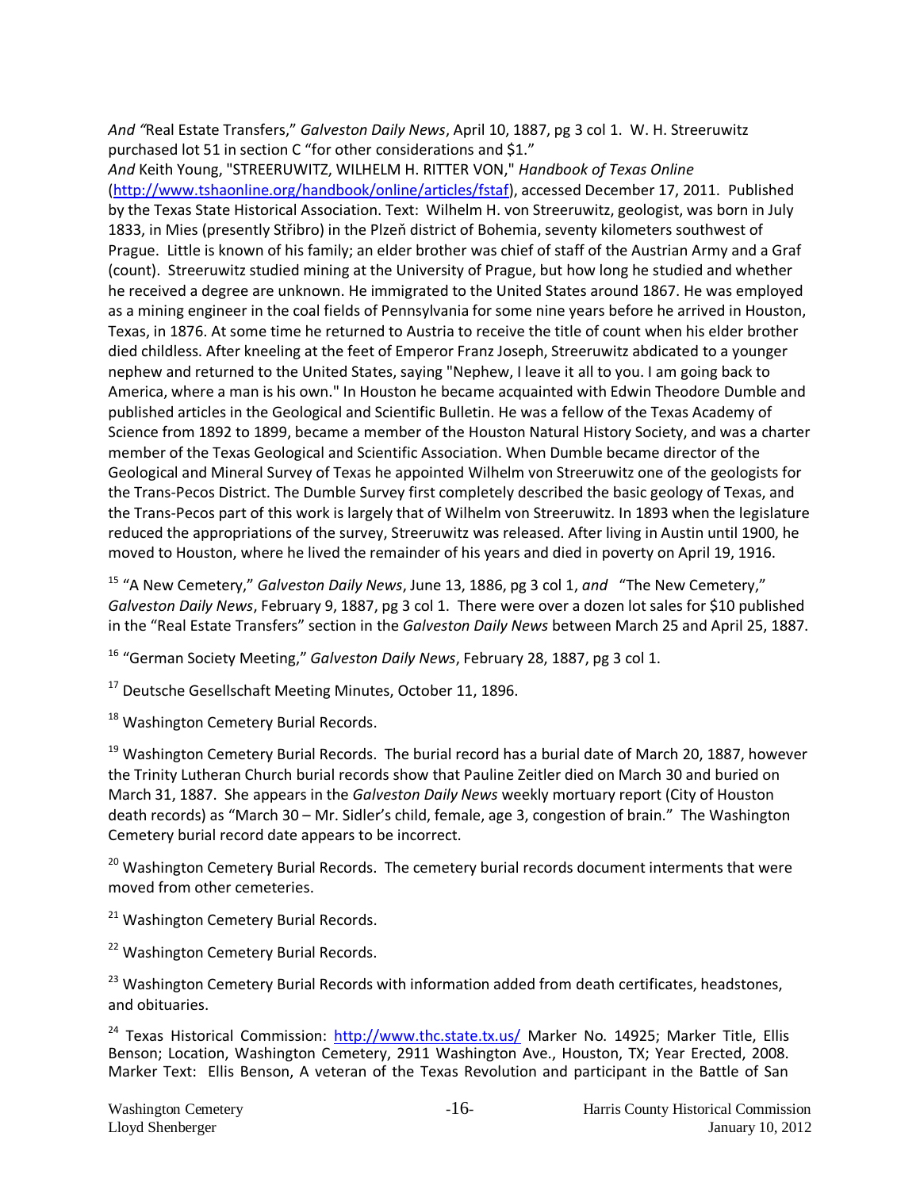*And "*Real Estate Transfers," *Galveston Daily News*, April 10, 1887, pg 3 col 1. W. H. Streeruwitz purchased lot 51 in section C "for other considerations and $1."

*And* Keith Young, "STREERUWITZ, WILHELM H. RITTER VON," *Handbook of Texas Online* (http://www.tshaonline.org/handbook/online/articles/fstaf), accessed December 17, 2011. Published by the Texas State Historical Association. Text: Wilhelm H. von Streeruwitz, geologist, was born in July 1833, in Mies (presently Stříbro) in the Plzeň district of Bohemia, seventy kilometers southwest of Prague. Little is known of his family; an elder brother was chief of staff of the Austrian Army and a Graf (count). Streeruwitz studied mining at the University of Prague, but how long he studied and whether he received a degree are unknown. He immigrated to the United States around 1867. He was employed as a mining engineer in the coal fields of Pennsylvania for some nine years before he arrived in Houston, Texas, in 1876. At some time he returned to Austria to receive the title of count when his elder brother died childless. After kneeling at the feet of Emperor Franz Joseph, Streeruwitz abdicated to a younger nephew and returned to the United States, saying "Nephew, I leave it all to you. I am going back to America, where a man is his own." In Houston he became acquainted with Edwin Theodore Dumble and published articles in the Geological and Scientific Bulletin. He was a fellow of the Texas Academy of Science from 1892 to 1899, became a member of the Houston Natural History Society, and was a charter member of the Texas Geological and Scientific Association. When Dumble became director of the Geological and Mineral Survey of Texas he appointed Wilhelm von Streeruwitz one of the geologists for the Trans-Pecos District. The Dumble Survey first completely described the basic geology of Texas, and the Trans-Pecos part of this work is largely that of Wilhelm von Streeruwitz. In 1893 when the legislature reduced the appropriations of the survey, Streeruwitz was released. After living in Austin until 1900, he moved to Houston, where he lived the remainder of his years and died in poverty on April 19, 1916.

[15] "A New Cemetery," *Galveston Daily News*, June 13, 1886, pg 3 col 1, *and* "The New Cemetery," *Galveston Daily News*, February 9, 1887, pg 3 col 1. There were over a dozen lot sales for $10 published in the "Real Estate Transfers" section in the *Galveston Daily News* between March 25 and April 25, 1887.

[16] "German Society Meeting," *Galveston Daily News*, February 28, 1887, pg 3 col 1.

[17] Deutsche Gesellschaft Meeting Minutes, October 11, 1896.

[18] Washington Cemetery Burial Records.

[19] Washington Cemetery Burial Records. The burial record has a burial date of March 20, 1887, however the Trinity Lutheran Church burial records show that Pauline Zeitler died on March 30 and buried on March 31, 1887. She appears in the *Galveston Daily News* weekly mortuary report (City of Houston death records) as "March 30 – Mr. Sidler's child, female, age 3, congestion of brain." The Washington Cemetery burial record date appears to be incorrect.

[20] Washington Cemetery Burial Records. The cemetery burial records document interments that were moved from other cemeteries.

[21] Washington Cemetery Burial Records.

[22] Washington Cemetery Burial Records.

[23] Washington Cemetery Burial Records with information added from death certificates, headstones, and obituaries.

[24] Texas Historical Commission: http://www.thc.state.tx.us/ Marker No. 14925; Marker Title, Ellis Benson; Location, Washington Cemetery, 2911 Washington Ave., Houston, TX; Year Erected, 2008. Marker Text: Ellis Benson, A veteran of the Texas Revolution and participant in the Battle of San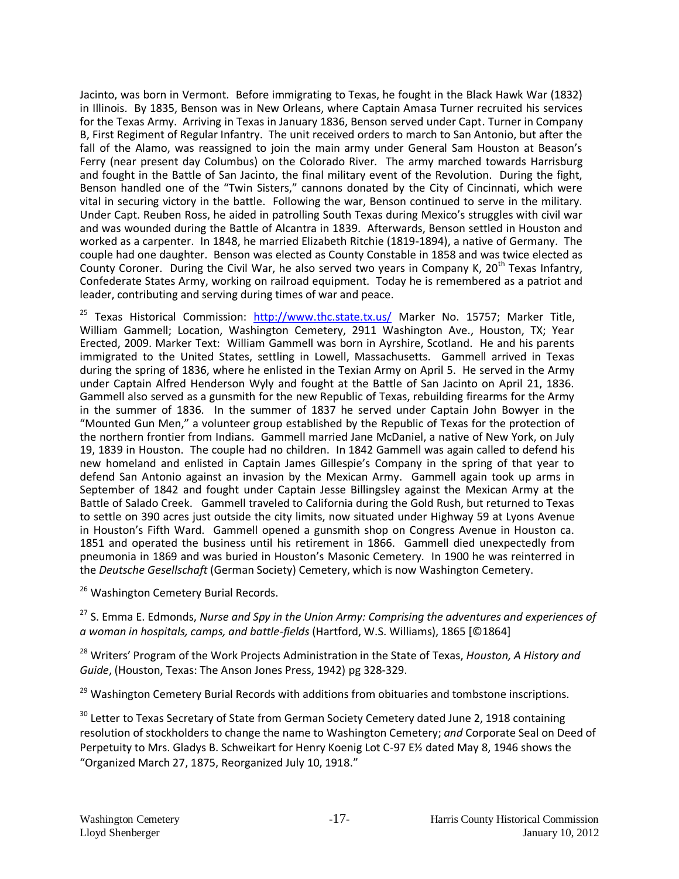Jacinto, was born in Vermont. Before immigrating to Texas, he fought in the Black Hawk War (1832) in Illinois. By 1835, Benson was in New Orleans, where Captain Amasa Turner recruited his services for the Texas Army. Arriving in Texas in January 1836, Benson served under Capt. Turner in Company B, First Regiment of Regular Infantry. The unit received orders to march to San Antonio, but after the fall of the Alamo, was reassigned to join the main army under General Sam Houston at Beason's Ferry (near present day Columbus) on the Colorado River. The army marched towards Harrisburg and fought in the Battle of San Jacinto, the final military event of the Revolution. During the fight, Benson handled one of the "Twin Sisters," cannons donated by the City of Cincinnati, which were vital in securing victory in the battle. Following the war, Benson continued to serve in the military. Under Capt. Reuben Ross, he aided in patrolling South Texas during Mexico's struggles with civil war and was wounded during the Battle of Alcantra in 1839. Afterwards, Benson settled in Houston and worked as a carpenter. In 1848, he married Elizabeth Ritchie (1819-1894), a native of Germany. The couple had one daughter. Benson was elected as County Constable in 1858 and was twice elected as County Coroner. During the Civil War, he also served two years in Company K, 20th Texas Infantry, Confederate States Army, working on railroad equipment. Today he is remembered as a patriot and leader, contributing and serving during times of war and peace.

[25] Texas Historical Commission: [http://www.thc.state.tx.us/](http://www.thc.state.tx.us/) Marker No. 15757; Marker Title, William Gammell; Location, Washington Cemetery, 2911 Washington Ave., Houston, TX; Year Erected, 2009. Marker Text: William Gammell was born in Ayrshire, Scotland. He and his parents immigrated to the United States, settling in Lowell, Massachusetts. Gammell arrived in Texas during the spring of 1836, where he enlisted in the Texian Army on April 5. He served in the Army under Captain Alfred Henderson Wyly and fought at the Battle of San Jacinto on April 21, 1836. Gammell also served as a gunsmith for the new Republic of Texas, rebuilding firearms for the Army in the summer of 1836. In the summer of 1837 he served under Captain John Bowyer in the "Mounted Gun Men," a volunteer group established by the Republic of Texas for the protection of the northern frontier from Indians. Gammell married Jane McDaniel, a native of New York, on July 19, 1839 in Houston. The couple had no children. In 1842 Gammell was again called to defend his new homeland and enlisted in Captain James Gillespie's Company in the spring of that year to defend San Antonio against an invasion by the Mexican Army. Gammell again took up arms in September of 1842 and fought under Captain Jesse Billingsley against the Mexican Army at the Battle of Salado Creek. Gammell traveled to California during the Gold Rush, but returned to Texas to settle on 390 acres just outside the city limits, now situated under Highway 59 at Lyons Avenue in Houston's Fifth Ward. Gammell opened a gunsmith shop on Congress Avenue in Houston ca. 1851 and operated the business until his retirement in 1866. Gammell died unexpectedly from pneumonia in 1869 and was buried in Houston's Masonic Cemetery. In 1900 he was reinterred in the *Deutsche Gesellschaft* (German Society) Cemetery, which is now Washington Cemetery.

[26] Washington Cemetery Burial Records.

[27] S. Emma E. Edmonds, *Nurse and Spy in the Union Army: Comprising the adventures and experiences of a woman in hospitals, camps, and battle-fields* (Hartford, W.S. Williams), 1865 [©1864]

[28] Writers' Program of the Work Projects Administration in the State of Texas, *Houston, A History and Guide*, (Houston, Texas: The Anson Jones Press, 1942) pg 328-329.

[29] Washington Cemetery Burial Records with additions from obituaries and tombstone inscriptions.

[30] Letter to Texas Secretary of State from German Society Cemetery dated June 2, 1918 containing resolution of stockholders to change the name to Washington Cemetery; *and* Corporate Seal on Deed of Perpetuity to Mrs. Gladys B. Schweikart for Henry Koenig Lot C-97 E½ dated May 8, 1946 shows the "Organized March 27, 1875, Reorganized July 10, 1918."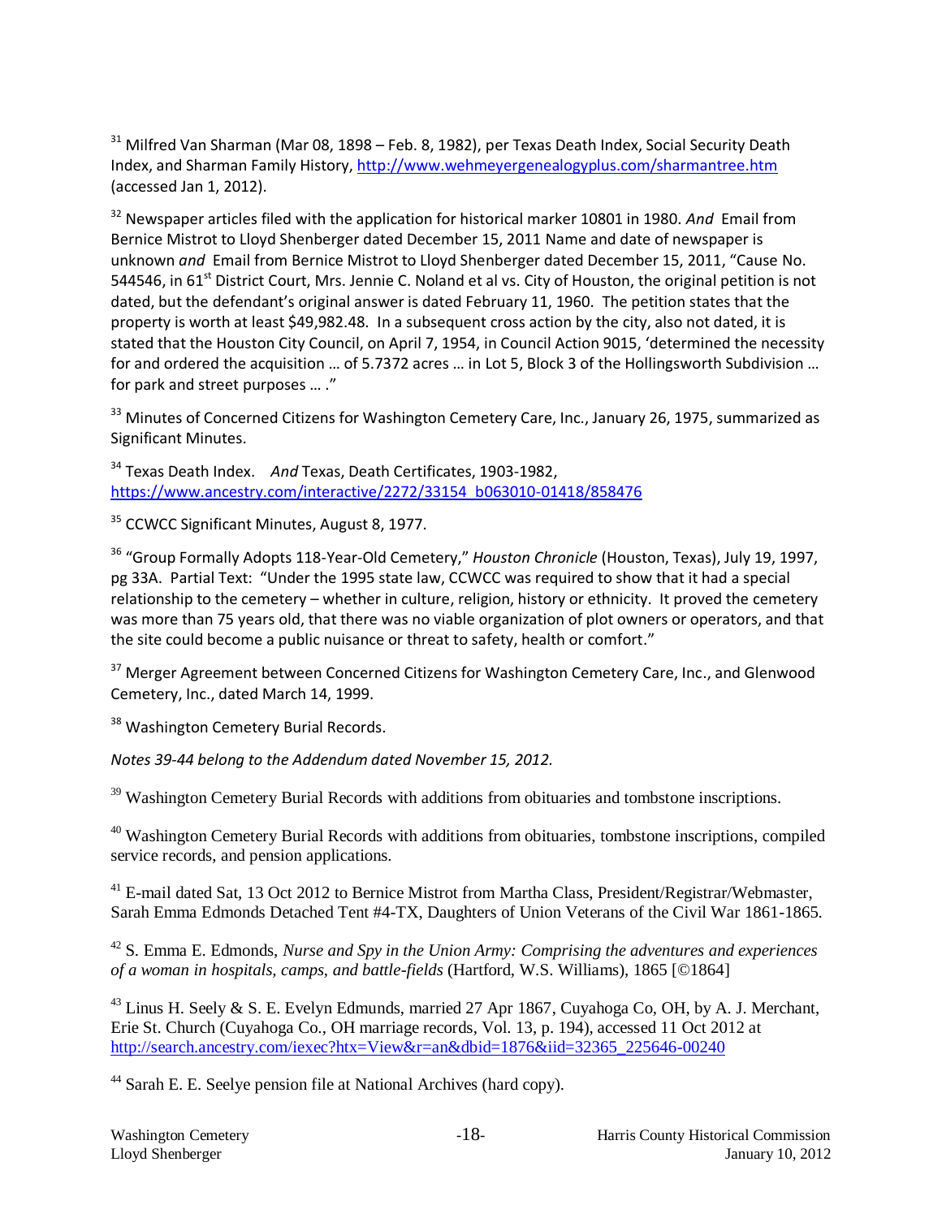[31] Milfred Van Sharman (Mar 08, 1898 – Feb. 8, 1982), per Texas Death Index, Social Security Death Index, and Sharman Family History, http://www.wehmeyergenealogyplus.com/sharmantree.htm (accessed Jan 1, 2012).

[32] Newspaper articles filed with the application for historical marker 10801 in 1980. *And* Email from Bernice Mistrot to Lloyd Shenberger dated December 15, 2011 Name and date of newspaper is unknown *and* Email from Bernice Mistrot to Lloyd Shenberger dated December 15, 2011, "Cause No. 544546, in 61st District Court, Mrs. Jennie C. Noland et al vs. City of Houston, the original petition is not dated, but the defendant's original answer is dated February 11, 1960. The petition states that the property is worth at least $49,982.48. In a subsequent cross action by the city, also not dated, it is stated that the Houston City Council, on April 7, 1954, in Council Action 9015, 'determined the necessity for and ordered the acquisition … of 5.7372 acres … in Lot 5, Block 3 of the Hollingsworth Subdivision … for park and street purposes … ."

[33] Minutes of Concerned Citizens for Washington Cemetery Care, Inc., January 26, 1975, summarized as Significant Minutes.

[34] Texas Death Index. *And* Texas, Death Certificates, 1903-1982, https://www.ancestry.com/interactive/2272/33154_b063010-01418/858476

[35] CCWCC Significant Minutes, August 8, 1977.

[36] "Group Formally Adopts 118-Year-Old Cemetery," *Houston Chronicle* (Houston, Texas), July 19, 1997, pg 33A. Partial Text: "Under the 1995 state law, CCWCC was required to show that it had a special relationship to the cemetery – whether in culture, religion, history or ethnicity. It proved the cemetery was more than 75 years old, that there was no viable organization of plot owners or operators, and that the site could become a public nuisance or threat to safety, health or comfort."

[37] Merger Agreement between Concerned Citizens for Washington Cemetery Care, Inc., and Glenwood Cemetery, Inc., dated March 14, 1999.

[38] Washington Cemetery Burial Records.

*Notes 39-44 belong to the Addendum dated November 15, 2012.*

[39] Washington Cemetery Burial Records with additions from obituaries and tombstone inscriptions.

[40] Washington Cemetery Burial Records with additions from obituaries, tombstone inscriptions, compiled service records, and pension applications.

[41] E-mail dated Sat, 13 Oct 2012 to Bernice Mistrot from Martha Class, President/Registrar/Webmaster, Sarah Emma Edmonds Detached Tent #4-TX, Daughters of Union Veterans of the Civil War 1861-1865.

[42] S. Emma E. Edmonds, *Nurse and Spy in the Union Army: Comprising the adventures and experiences of a woman in hospitals, camps, and battle-fields* (Hartford, W.S. Williams), 1865 [©1864]

[43] Linus H. Seely & S. E. Evelyn Edmunds, married 27 Apr 1867, Cuyahoga Co, OH, by A. J. Merchant, Erie St. Church (Cuyahoga Co., OH marriage records, Vol. 13, p. 194), accessed 11 Oct 2012 at http://search.ancestry.com/iexec?htx=View&r=an&dbid=1876&iid=32365_225646-00240

[44] Sarah E. E. Seelye pension file at National Archives (hard copy).